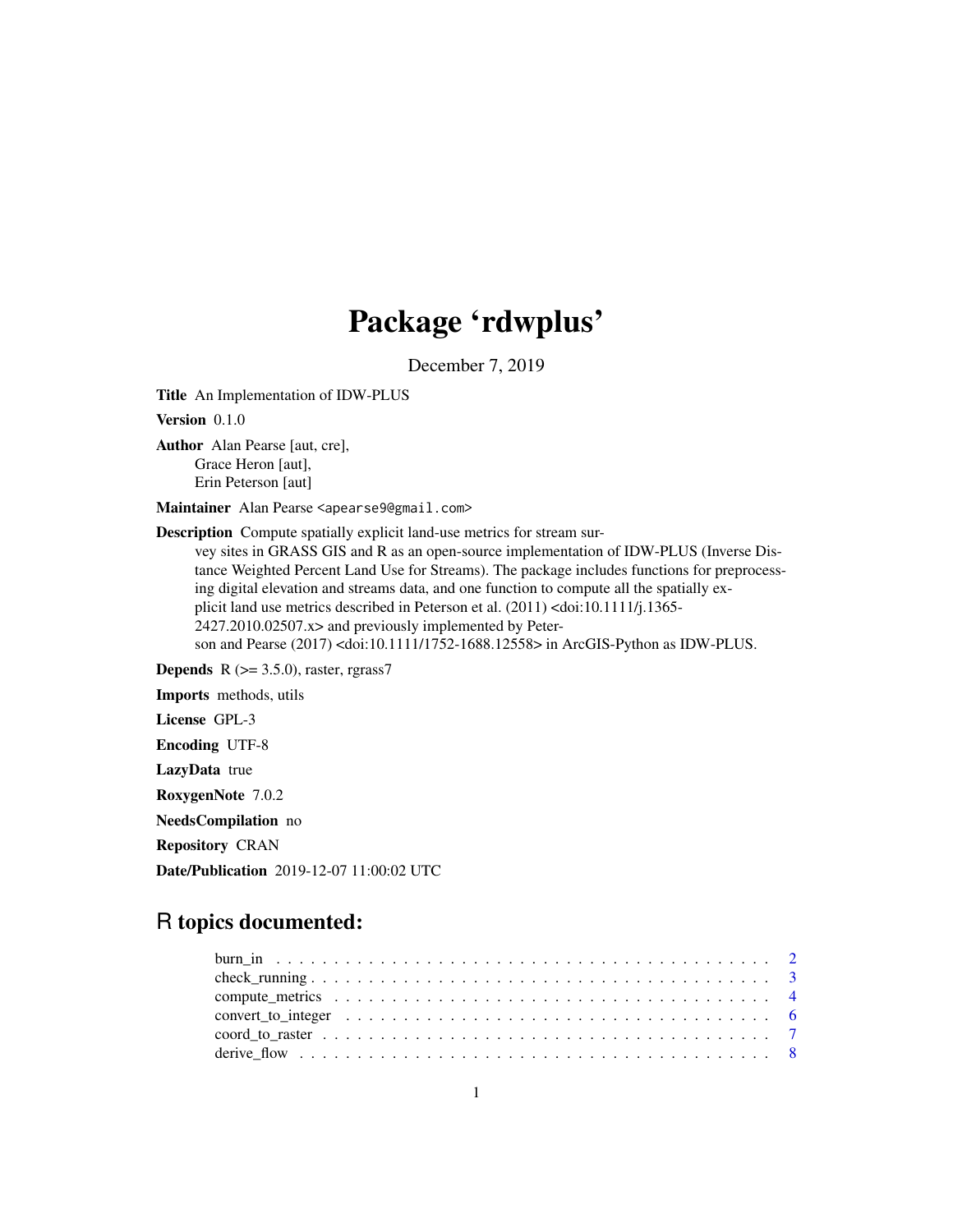# Package 'rdwplus'

December 7, 2019

**Title** An Implementation of IDW-PLUS

**Version** 0.1.0

**Author** Alan Pearse [aut, cre],
Grace Heron [aut],
Erin Peterson [aut]

**Maintainer** Alan Pearse <apearse9@gmail.com>

**Description** Compute spatially explicit land-use metrics for stream survey sites in GRASS GIS and R as an open-source implementation of IDW-PLUS (Inverse Distance Weighted Percent Land Use for Streams). The package includes functions for preprocessing digital elevation and streams data, and one function to compute all the spatially explicit land use metrics described in Peterson et al. (2011) <doi:10.1111/j.1365-2427.2010.02507.x> and previously implemented by Peterson and Pearse (2017) <doi:10.1111/1752-1688.12558> in ArcGIS-Python as IDW-PLUS.

**Depends** R (>= 3.5.0), raster, rgrass7

**Imports** methods, utils

**License** GPL-3

**Encoding** UTF-8

**LazyData** true

**RoxygenNote** 7.0.2

**NeedsCompilation** no

**Repository** CRAN

**Date/Publication** 2019-12-07 11:00:02 UTC

## R topics documented:

- burn_in . . . . . . . . . . 2
- check_running . . . . . . . . . . 3
- compute_metrics . . . . . . . . . . 4
- convert_to_integer . . . . . . . . . . 6
- coord_to_raster . . . . . . . . . . 7
- derive_flow . . . . . . . . . . 8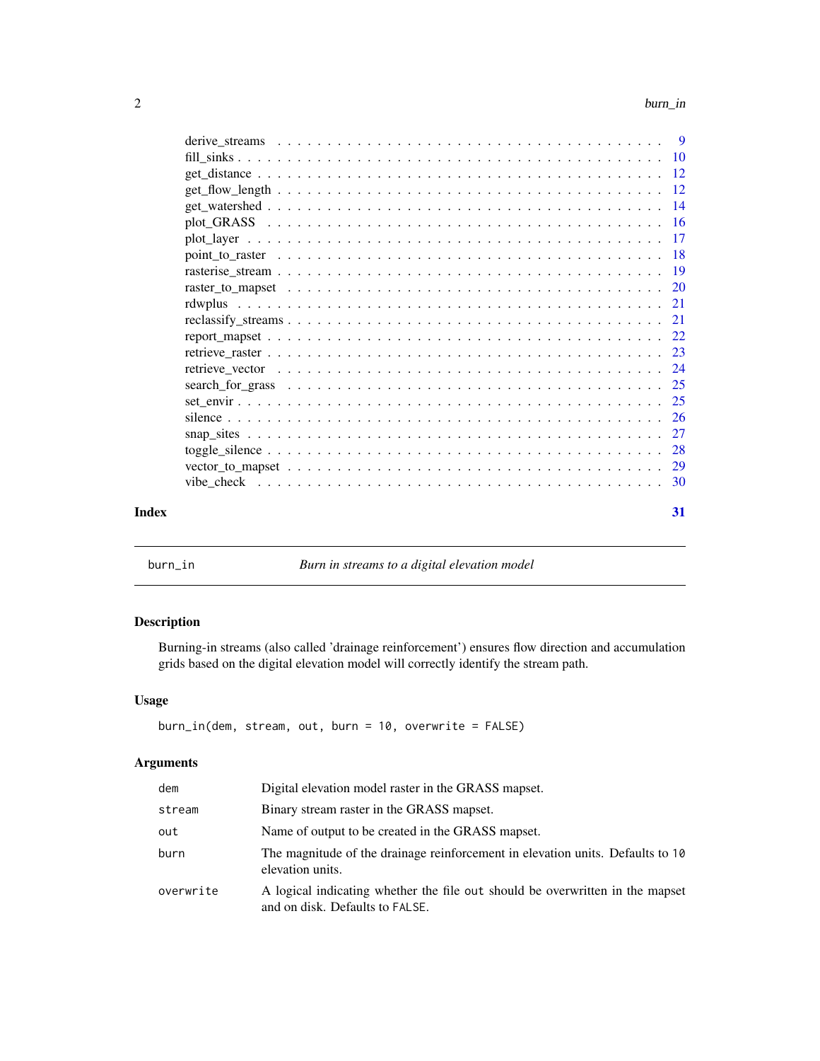derive_streams . . . . . . . . . . . . . . . . . . . . . . . . . . . . . . . . . . . 9
fill_sinks . . . . . . . . . . . . . . . . . . . . . . . . . . . . . . . . . . . . . . 10
get_distance . . . . . . . . . . . . . . . . . . . . . . . . . . . . . . . . . . . . 12
get_flow_length . . . . . . . . . . . . . . . . . . . . . . . . . . . . . . . . . . 12
get_watershed . . . . . . . . . . . . . . . . . . . . . . . . . . . . . . . . . . . 14
plot_GRASS . . . . . . . . . . . . . . . . . . . . . . . . . . . . . . . . . . . . 16
plot_layer . . . . . . . . . . . . . . . . . . . . . . . . . . . . . . . . . . . . . 17
point_to_raster . . . . . . . . . . . . . . . . . . . . . . . . . . . . . . . . . . 18
rasterise_stream . . . . . . . . . . . . . . . . . . . . . . . . . . . . . . . . . 19
raster_to_mapset . . . . . . . . . . . . . . . . . . . . . . . . . . . . . . . . . 20
rdwplus . . . . . . . . . . . . . . . . . . . . . . . . . . . . . . . . . . . . . . 21
reclassify_streams . . . . . . . . . . . . . . . . . . . . . . . . . . . . . . . . 21
report_mapset . . . . . . . . . . . . . . . . . . . . . . . . . . . . . . . . . . . 22
retrieve_raster . . . . . . . . . . . . . . . . . . . . . . . . . . . . . . . . . . 23
retrieve_vector . . . . . . . . . . . . . . . . . . . . . . . . . . . . . . . . . . 24
search_for_grass . . . . . . . . . . . . . . . . . . . . . . . . . . . . . . . . . 25
set_envir . . . . . . . . . . . . . . . . . . . . . . . . . . . . . . . . . . . . . 25
silence . . . . . . . . . . . . . . . . . . . . . . . . . . . . . . . . . . . . . . 26
snap_sites . . . . . . . . . . . . . . . . . . . . . . . . . . . . . . . . . . . . 27
toggle_silence . . . . . . . . . . . . . . . . . . . . . . . . . . . . . . . . . . 28
vector_to_mapset . . . . . . . . . . . . . . . . . . . . . . . . . . . . . . . . . 29
vibe_check . . . . . . . . . . . . . . . . . . . . . . . . . . . . . . . . . . . . 30

**Index** **31**

---

`burn_in` *Burn in streams to a digital elevation model*

---

## Description

Burning-in streams (also called 'drainage reinforcement') ensures flow direction and accumulation grids based on the digital elevation model will correctly identify the stream path.

## Usage

```
burn_in(dem, stream, out, burn = 10, overwrite = FALSE)
```

## Arguments

| | |
|---|---|
| `dem` | Digital elevation model raster in the GRASS mapset. |
| `stream` | Binary stream raster in the GRASS mapset. |
| `out` | Name of output to be created in the GRASS mapset. |
| `burn` | The magnitude of the drainage reinforcement in elevation units. Defaults to `10` elevation units. |
| `overwrite` | A logical indicating whether the file `out` should be overwritten in the mapset and on disk. Defaults to `FALSE`. |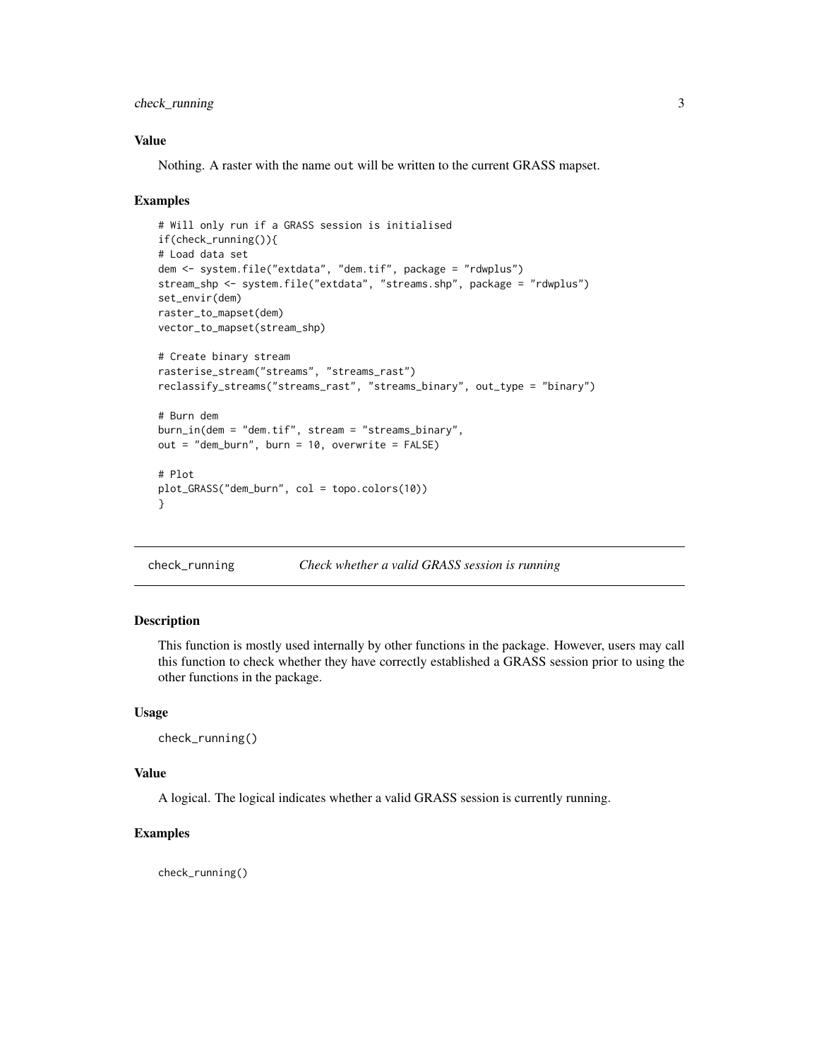## Value

Nothing. A raster with the name `out` will be written to the current GRASS mapset.

## Examples

```
# Will only run if a GRASS session is initialised
if(check_running()){
# Load data set
dem <- system.file("extdata", "dem.tif", package = "rdwplus")
stream_shp <- system.file("extdata", "streams.shp", package = "rdwplus")
set_envir(dem)
raster_to_mapset(dem)
vector_to_mapset(stream_shp)

# Create binary stream
rasterise_stream("streams", "streams_rast")
reclassify_streams("streams_rast", "streams_binary", out_type = "binary")

# Burn dem
burn_in(dem = "dem.tif", stream = "streams_binary",
out = "dem_burn", burn = 10, overwrite = FALSE)

# Plot
plot_GRASS("dem_burn", col = topo.colors(10))
}
```

---

# check_running — *Check whether a valid GRASS session is running*

## Description

This function is mostly used internally by other functions in the package. However, users may call this function to check whether they have correctly established a GRASS session prior to using the other functions in the package.

## Usage

```
check_running()
```

## Value

A logical. The logical indicates whether a valid GRASS session is currently running.

## Examples

```
check_running()
```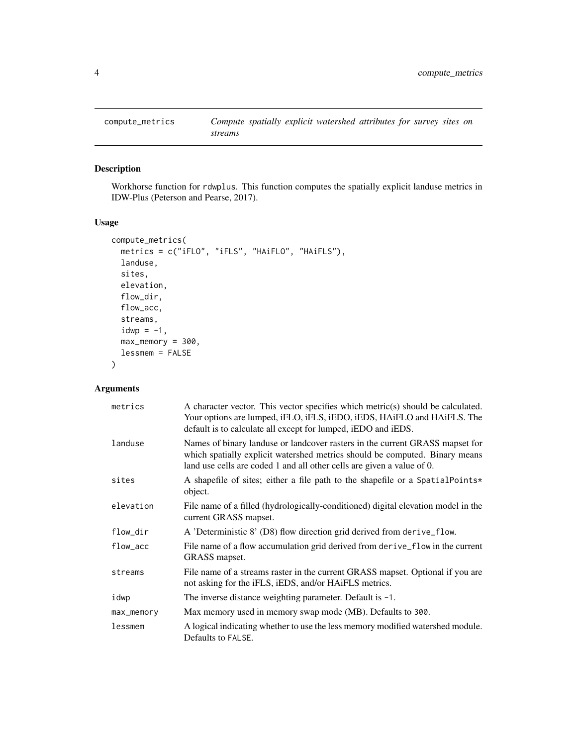`compute_metrics` *Compute spatially explicit watershed attributes for survey sites on streams*

## Description

Workhorse function for `rdwplus`. This function computes the spatially explicit landuse metrics in IDW-Plus (Peterson and Pearse, 2017).

## Usage

```
compute_metrics(
  metrics = c("iFLO", "iFLS", "HAiFLO", "HAiFLS"),
  landuse,
  sites,
  elevation,
  flow_dir,
  flow_acc,
  streams,
  idwp = -1,
  max_memory = 300,
  lessmem = FALSE
)
```

## Arguments

| | |
|---|---|
| `metrics` | A character vector. This vector specifies which metric(s) should be calculated. Your options are lumped, iFLO, iFLS, iEDO, iEDS, HAiFLO and HAiFLS. The default is to calculate all except for lumped, iEDO and iEDS. |
| `landuse` | Names of binary landuse or landcover rasters in the current GRASS mapset for which spatially explicit watershed metrics should be computed. Binary means land use cells are coded 1 and all other cells are given a value of 0. |
| `sites` | A shapefile of sites; either a file path to the shapefile or a `SpatialPoints*` object. |
| `elevation` | File name of a filled (hydrologically-conditioned) digital elevation model in the current GRASS mapset. |
| `flow_dir` | A 'Deterministic 8' (D8) flow direction grid derived from `derive_flow`. |
| `flow_acc` | File name of a flow accumulation grid derived from `derive_flow` in the current GRASS mapset. |
| `streams` | File name of a streams raster in the current GRASS mapset. Optional if you are not asking for the iFLS, iEDS, and/or HAiFLS metrics. |
| `idwp` | The inverse distance weighting parameter. Default is `-1`. |
| `max_memory` | Max memory used in memory swap mode (MB). Defaults to `300`. |
| `lessmem` | A logical indicating whether to use the less memory modified watershed module. Defaults to `FALSE`. |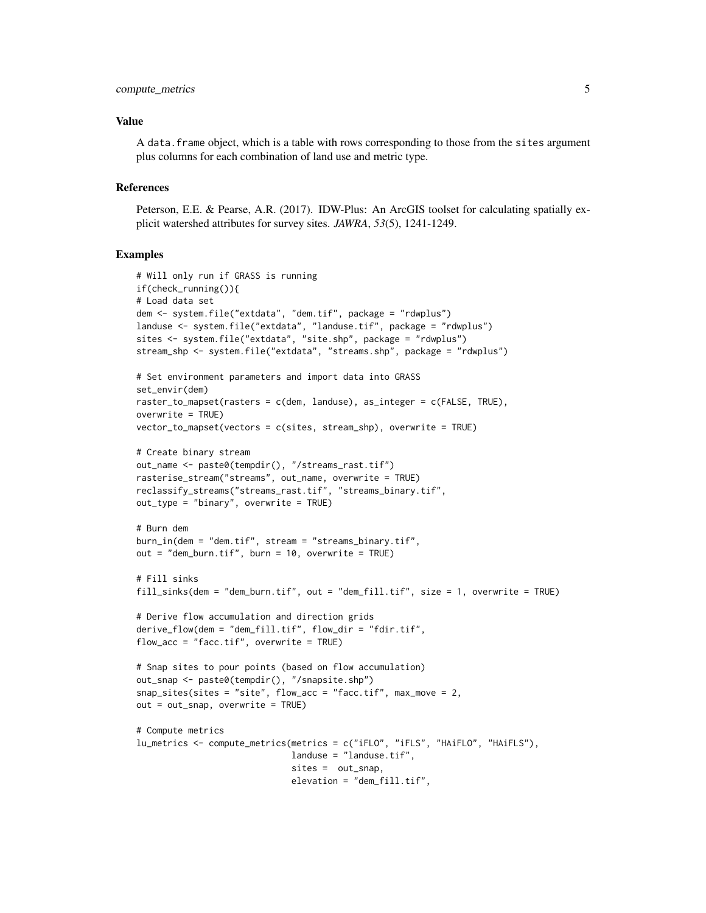### Value

A `data.frame` object, which is a table with rows corresponding to those from the `sites` argument plus columns for each combination of land use and metric type.

### References

Peterson, E.E. & Pearse, A.R. (2017). IDW-Plus: An ArcGIS toolset for calculating spatially explicit watershed attributes for survey sites. *JAWRA*, *53*(5), 1241-1249.

### Examples

```
# Will only run if GRASS is running
if(check_running()){
# Load data set
dem <- system.file("extdata", "dem.tif", package = "rdwplus")
landuse <- system.file("extdata", "landuse.tif", package = "rdwplus")
sites <- system.file("extdata", "site.shp", package = "rdwplus")
stream_shp <- system.file("extdata", "streams.shp", package = "rdwplus")

# Set environment parameters and import data into GRASS
set_envir(dem)
raster_to_mapset(rasters = c(dem, landuse), as_integer = c(FALSE, TRUE),
overwrite = TRUE)
vector_to_mapset(vectors = c(sites, stream_shp), overwrite = TRUE)

# Create binary stream
out_name <- paste0(tempdir(), "/streams_rast.tif")
rasterise_stream("streams", out_name, overwrite = TRUE)
reclassify_streams("streams_rast.tif", "streams_binary.tif",
out_type = "binary", overwrite = TRUE)

# Burn dem
burn_in(dem = "dem.tif", stream = "streams_binary.tif",
out = "dem_burn.tif", burn = 10, overwrite = TRUE)

# Fill sinks
fill_sinks(dem = "dem_burn.tif", out = "dem_fill.tif", size = 1, overwrite = TRUE)

# Derive flow accumulation and direction grids
derive_flow(dem = "dem_fill.tif", flow_dir = "fdir.tif",
flow_acc = "facc.tif", overwrite = TRUE)

# Snap sites to pour points (based on flow accumulation)
out_snap <- paste0(tempdir(), "/snapsite.shp")
snap_sites(sites = "site", flow_acc = "facc.tif", max_move = 2,
out = out_snap, overwrite = TRUE)

# Compute metrics
lu_metrics <- compute_metrics(metrics = c("iFLO", "iFLS", "HAiFLO", "HAiFLS"),
                              landuse = "landuse.tif",
                              sites =  out_snap,
                              elevation = "dem_fill.tif",
```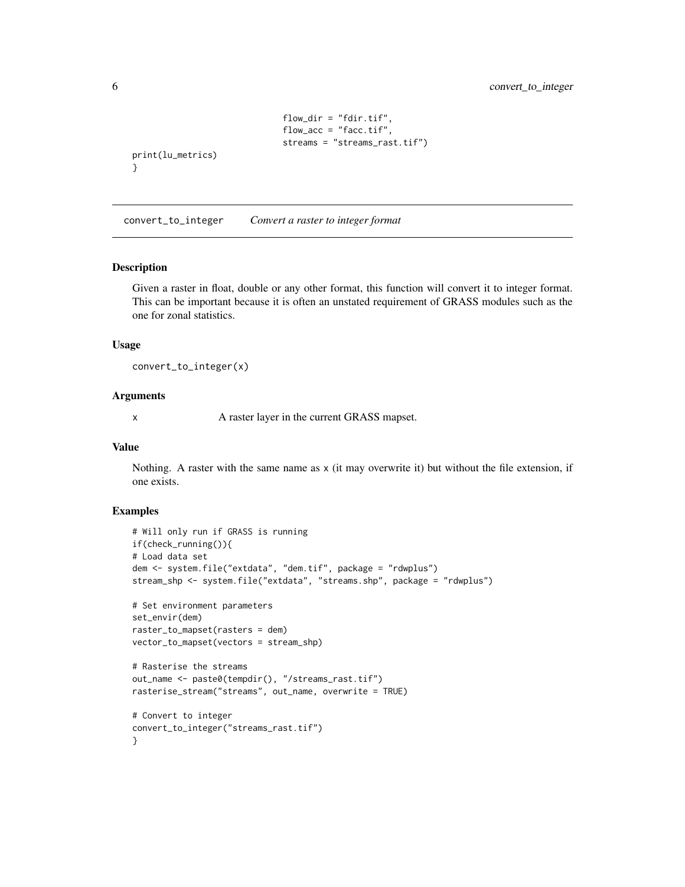```
                                flow_dir = "fdir.tif",
                                flow_acc = "facc.tif",
                                streams = "streams_rast.tif")
print(lu_metrics)
}
```

## convert_to_integer *Convert a raster to integer format*

### Description

Given a raster in float, double or any other format, this function will convert it to integer format. This can be important because it is often an unstated requirement of GRASS modules such as the one for zonal statistics.

### Usage

```
convert_to_integer(x)
```

### Arguments

| | |
|---|---|
| x | A raster layer in the current GRASS mapset. |

### Value

Nothing. A raster with the same name as x (it may overwrite it) but without the file extension, if one exists.

### Examples

```
# Will only run if GRASS is running
if(check_running()){
# Load data set
dem <- system.file("extdata", "dem.tif", package = "rdwplus")
stream_shp <- system.file("extdata", "streams.shp", package = "rdwplus")

# Set environment parameters
set_envir(dem)
raster_to_mapset(rasters = dem)
vector_to_mapset(vectors = stream_shp)

# Rasterise the streams
out_name <- paste0(tempdir(), "/streams_rast.tif")
rasterise_stream("streams", out_name, overwrite = TRUE)

# Convert to integer
convert_to_integer("streams_rast.tif")
}
```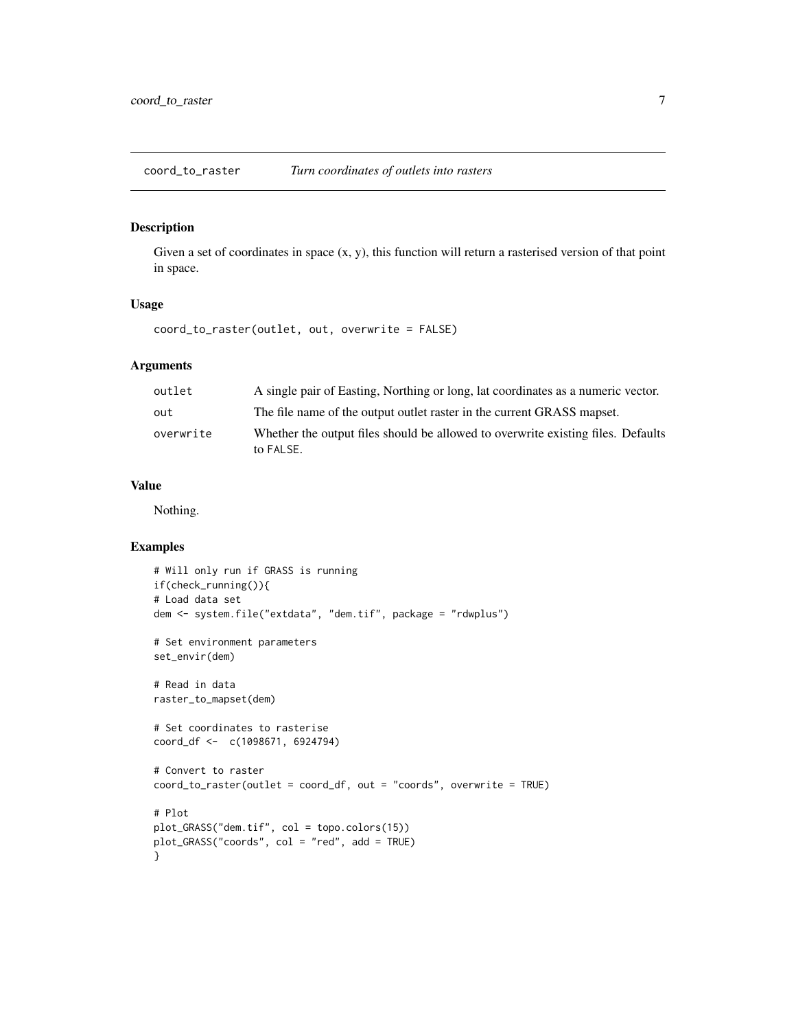## coord_to_raster *Turn coordinates of outlets into rasters*

### Description

Given a set of coordinates in space (x, y), this function will return a rasterised version of that point in space.

### Usage

```
coord_to_raster(outlet, out, overwrite = FALSE)
```

### Arguments

| | |
|---|---|
| outlet | A single pair of Easting, Northing or long, lat coordinates as a numeric vector. |
| out | The file name of the output outlet raster in the current GRASS mapset. |
| overwrite | Whether the output files should be allowed to overwrite existing files. Defaults to FALSE. |

### Value

Nothing.

### Examples

```
# Will only run if GRASS is running
if(check_running()){
# Load data set
dem <- system.file("extdata", "dem.tif", package = "rdwplus")

# Set environment parameters
set_envir(dem)

# Read in data
raster_to_mapset(dem)

# Set coordinates to rasterise
coord_df <-  c(1098671, 6924794)

# Convert to raster
coord_to_raster(outlet = coord_df, out = "coords", overwrite = TRUE)

# Plot
plot_GRASS("dem.tif", col = topo.colors(15))
plot_GRASS("coords", col = "red", add = TRUE)
}
```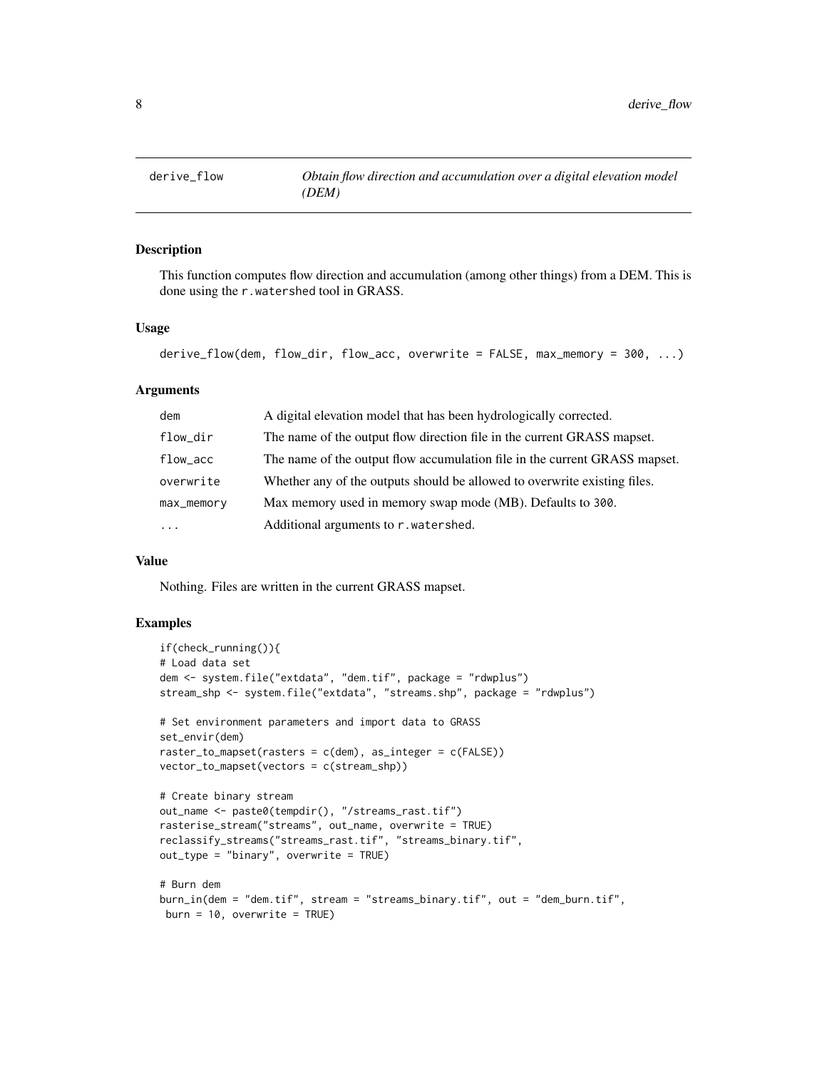# derive_flow — *Obtain flow direction and accumulation over a digital elevation model (DEM)*

## Description

This function computes flow direction and accumulation (among other things) from a DEM. This is done using the `r.watershed` tool in GRASS.

## Usage

```
derive_flow(dem, flow_dir, flow_acc, overwrite = FALSE, max_memory = 300, ...)
```

## Arguments

| Argument | Description |
|---|---|
| `dem` | A digital elevation model that has been hydrologically corrected. |
| `flow_dir` | The name of the output flow direction file in the current GRASS mapset. |
| `flow_acc` | The name of the output flow accumulation file in the current GRASS mapset. |
| `overwrite` | Whether any of the outputs should be allowed to overwrite existing files. |
| `max_memory` | Max memory used in memory swap mode (MB). Defaults to `300`. |
| `...` | Additional arguments to `r.watershed`. |

## Value

Nothing. Files are written in the current GRASS mapset.

## Examples

```
if(check_running()){
# Load data set
dem <- system.file("extdata", "dem.tif", package = "rdwplus")
stream_shp <- system.file("extdata", "streams.shp", package = "rdwplus")

# Set environment parameters and import data to GRASS
set_envir(dem)
raster_to_mapset(rasters = c(dem), as_integer = c(FALSE))
vector_to_mapset(vectors = c(stream_shp))

# Create binary stream
out_name <- paste0(tempdir(), "/streams_rast.tif")
rasterise_stream("streams", out_name, overwrite = TRUE)
reclassify_streams("streams_rast.tif", "streams_binary.tif",
out_type = "binary", overwrite = TRUE)

# Burn dem
burn_in(dem = "dem.tif", stream = "streams_binary.tif", out = "dem_burn.tif",
 burn = 10, overwrite = TRUE)
```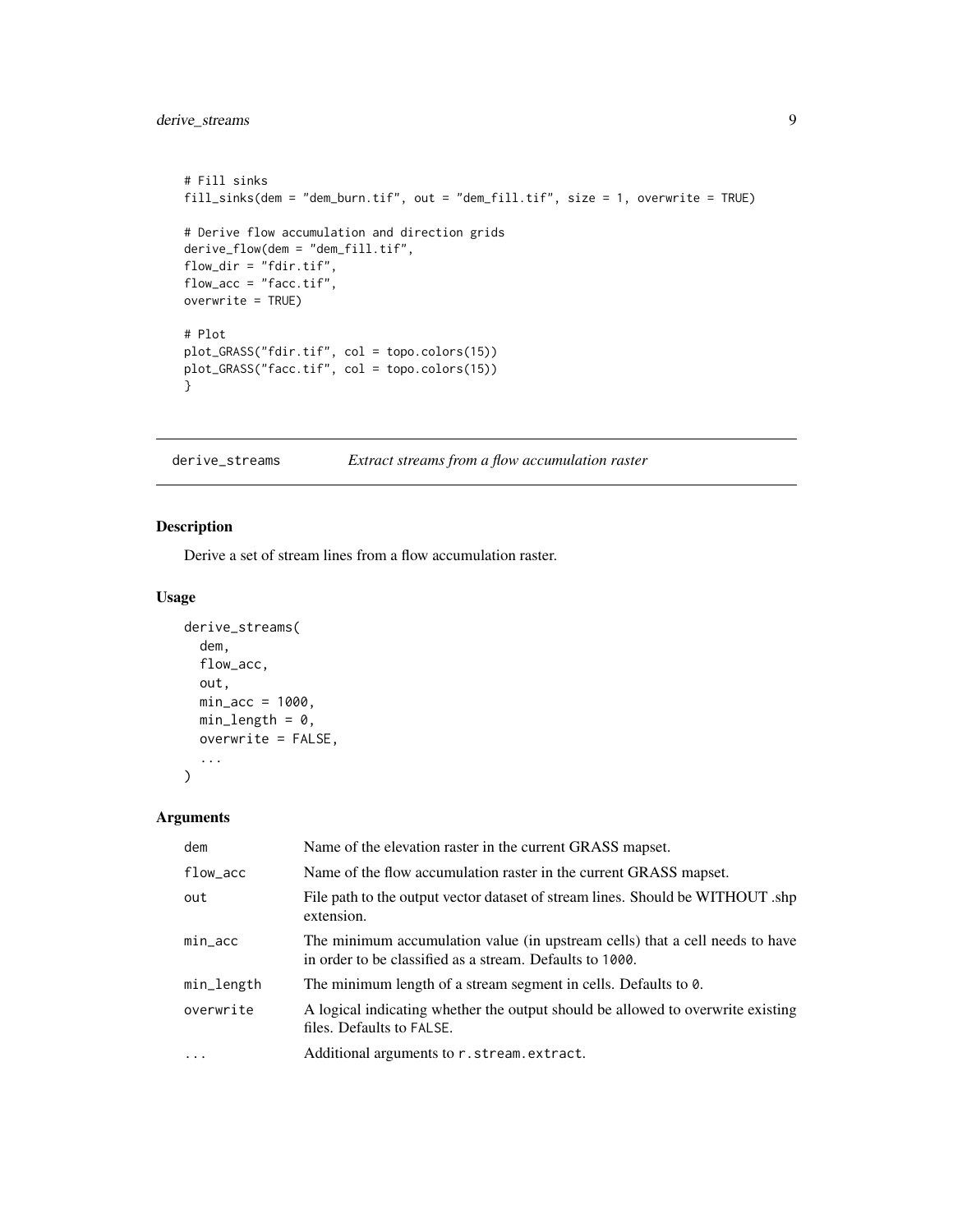```
# Fill sinks
fill_sinks(dem = "dem_burn.tif", out = "dem_fill.tif", size = 1, overwrite = TRUE)

# Derive flow accumulation and direction grids
derive_flow(dem = "dem_fill.tif",
flow_dir = "fdir.tif",
flow_acc = "facc.tif",
overwrite = TRUE)

# Plot
plot_GRASS("fdir.tif", col = topo.colors(15))
plot_GRASS("facc.tif", col = topo.colors(15))
}
```

---

## derive_streams *Extract streams from a flow accumulation raster*

### Description

Derive a set of stream lines from a flow accumulation raster.

### Usage

```
derive_streams(
  dem,
  flow_acc,
  out,
  min_acc = 1000,
  min_length = 0,
  overwrite = FALSE,
  ...
)
```

### Arguments

| | |
|---|---|
| dem | Name of the elevation raster in the current GRASS mapset. |
| flow_acc | Name of the flow accumulation raster in the current GRASS mapset. |
| out | File path to the output vector dataset of stream lines. Should be WITHOUT .shp extension. |
| min_acc | The minimum accumulation value (in upstream cells) that a cell needs to have in order to be classified as a stream. Defaults to `1000`. |
| min_length | The minimum length of a stream segment in cells. Defaults to `0`. |
| overwrite | A logical indicating whether the output should be allowed to overwrite existing files. Defaults to `FALSE`. |
| ... | Additional arguments to `r.stream.extract`. |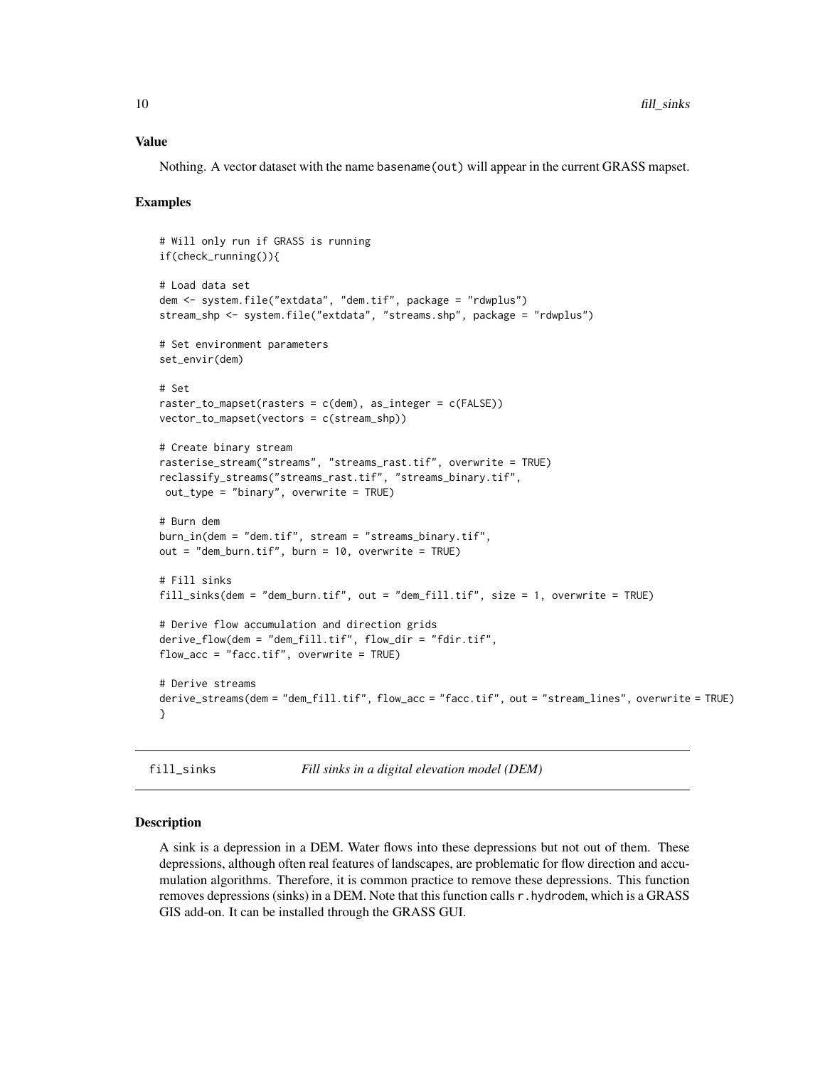### Value

Nothing. A vector dataset with the name basename(out) will appear in the current GRASS mapset.

### Examples

```
# Will only run if GRASS is running
if(check_running()){

# Load data set
dem <- system.file("extdata", "dem.tif", package = "rdwplus")
stream_shp <- system.file("extdata", "streams.shp", package = "rdwplus")

# Set environment parameters
set_envir(dem)

# Set
raster_to_mapset(rasters = c(dem), as_integer = c(FALSE))
vector_to_mapset(vectors = c(stream_shp))

# Create binary stream
rasterise_stream("streams", "streams_rast.tif", overwrite = TRUE)
reclassify_streams("streams_rast.tif", "streams_binary.tif",
 out_type = "binary", overwrite = TRUE)

# Burn dem
burn_in(dem = "dem.tif", stream = "streams_binary.tif",
out = "dem_burn.tif", burn = 10, overwrite = TRUE)

# Fill sinks
fill_sinks(dem = "dem_burn.tif", out = "dem_fill.tif", size = 1, overwrite = TRUE)

# Derive flow accumulation and direction grids
derive_flow(dem = "dem_fill.tif", flow_dir = "fdir.tif",
flow_acc = "facc.tif", overwrite = TRUE)

# Derive streams
derive_streams(dem = "dem_fill.tif", flow_acc = "facc.tif", out = "stream_lines", overwrite = TRUE)
}
```

---

## fill_sinks    *Fill sinks in a digital elevation model (DEM)*

---

### Description

A sink is a depression in a DEM. Water flows into these depressions but not out of them. These depressions, although often real features of landscapes, are problematic for flow direction and accumulation algorithms. Therefore, it is common practice to remove these depressions. This function removes depressions (sinks) in a DEM. Note that this function calls r.hydrodem, which is a GRASS GIS add-on. It can be installed through the GRASS GUI.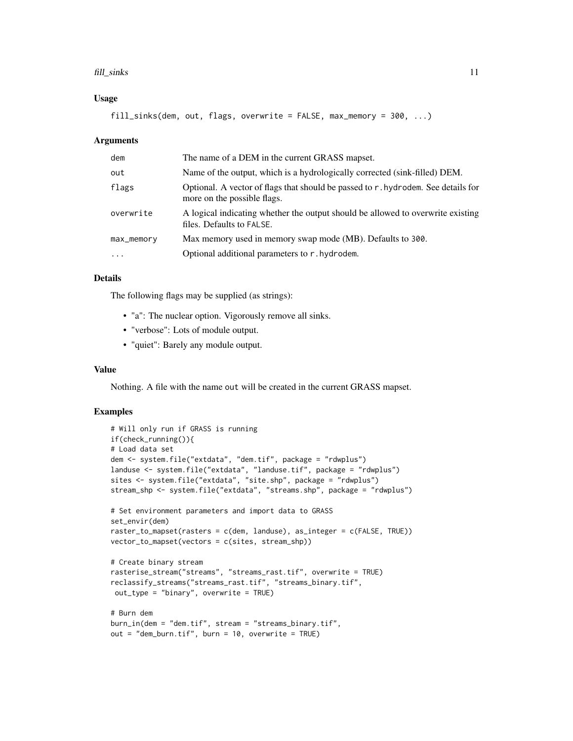### Usage

```
fill_sinks(dem, out, flags, overwrite = FALSE, max_memory = 300, ...)
```

### Arguments

| | |
|---|---|
| dem | The name of a DEM in the current GRASS mapset. |
| out | Name of the output, which is a hydrologically corrected (sink-filled) DEM. |
| flags | Optional. A vector of flags that should be passed to r.hydrodem. See details for more on the possible flags. |
| overwrite | A logical indicating whether the output should be allowed to overwrite existing files. Defaults to FALSE. |
| max_memory | Max memory used in memory swap mode (MB). Defaults to 300. |
| ... | Optional additional parameters to r.hydrodem. |

### Details

The following flags may be supplied (as strings):

- "a": The nuclear option. Vigorously remove all sinks.
- "verbose": Lots of module output.
- "quiet": Barely any module output.

### Value

Nothing. A file with the name out will be created in the current GRASS mapset.

### Examples

```
# Will only run if GRASS is running
if(check_running()){
# Load data set
dem <- system.file("extdata", "dem.tif", package = "rdwplus")
landuse <- system.file("extdata", "landuse.tif", package = "rdwplus")
sites <- system.file("extdata", "site.shp", package = "rdwplus")
stream_shp <- system.file("extdata", "streams.shp", package = "rdwplus")

# Set environment parameters and import data to GRASS
set_envir(dem)
raster_to_mapset(rasters = c(dem, landuse), as_integer = c(FALSE, TRUE))
vector_to_mapset(vectors = c(sites, stream_shp))

# Create binary stream
rasterise_stream("streams", "streams_rast.tif", overwrite = TRUE)
reclassify_streams("streams_rast.tif", "streams_binary.tif",
 out_type = "binary", overwrite = TRUE)

# Burn dem
burn_in(dem = "dem.tif", stream = "streams_binary.tif",
out = "dem_burn.tif", burn = 10, overwrite = TRUE)
```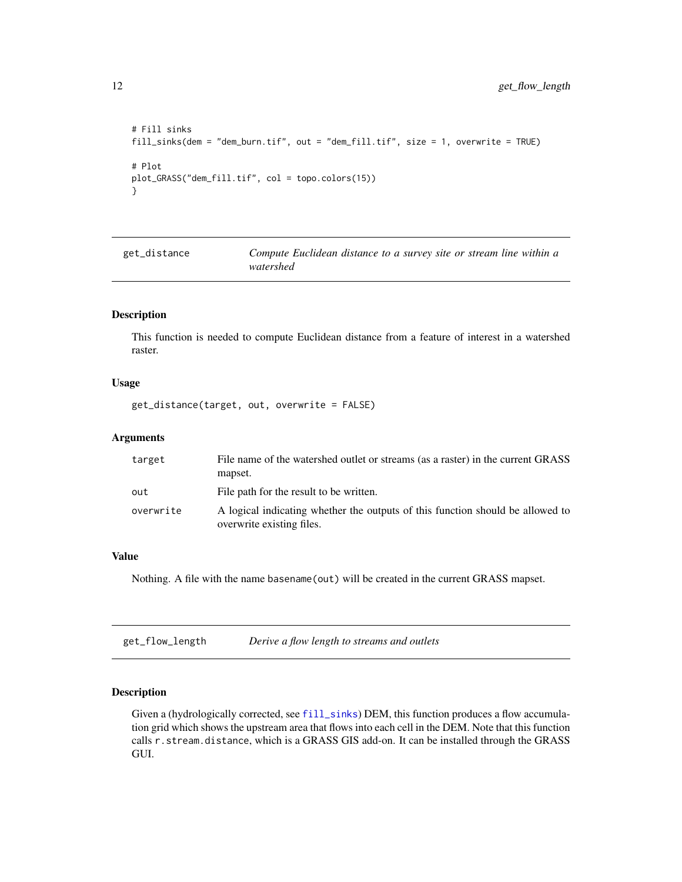```
# Fill sinks
fill_sinks(dem = "dem_burn.tif", out = "dem_fill.tif", size = 1, overwrite = TRUE)

# Plot
plot_GRASS("dem_fill.tif", col = topo.colors(15))
}
```

## get_distance — *Compute Euclidean distance to a survey site or stream line within a watershed*

### Description

This function is needed to compute Euclidean distance from a feature of interest in a watershed raster.

### Usage

```
get_distance(target, out, overwrite = FALSE)
```

### Arguments

| | |
|---|---|
| target | File name of the watershed outlet or streams (as a raster) in the current GRASS mapset. |
| out | File path for the result to be written. |
| overwrite | A logical indicating whether the outputs of this function should be allowed to overwrite existing files. |

### Value

Nothing. A file with the name `basename(out)` will be created in the current GRASS mapset.

## get_flow_length — *Derive a flow length to streams and outlets*

### Description

Given a (hydrologically corrected, see `fill_sinks`) DEM, this function produces a flow accumulation grid which shows the upstream area that flows into each cell in the DEM. Note that this function calls `r.stream.distance`, which is a GRASS GIS add-on. It can be installed through the GRASS GUI.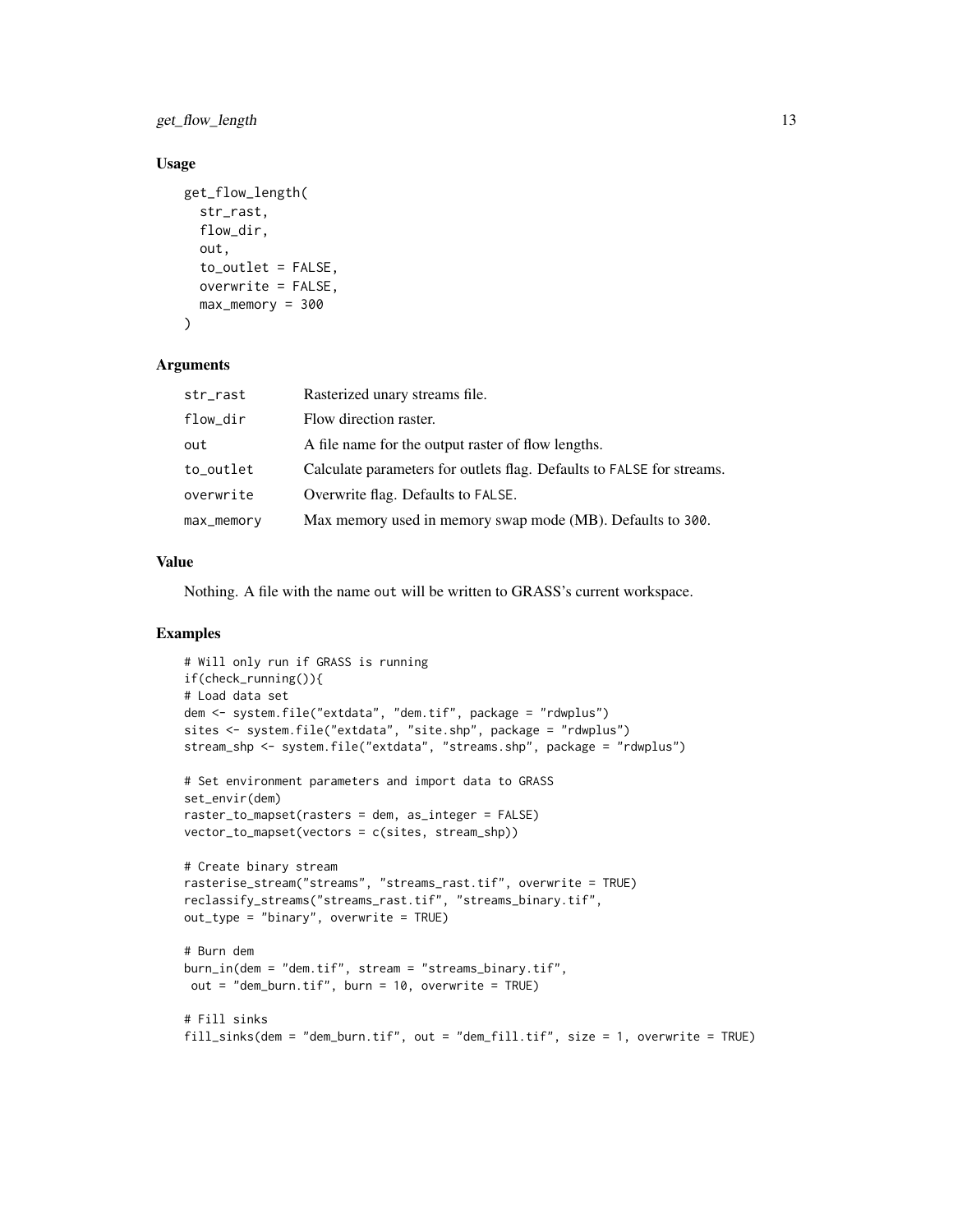## Usage

```
get_flow_length(
  str_rast,
  flow_dir,
  out,
  to_outlet = FALSE,
  overwrite = FALSE,
  max_memory = 300
)
```

## Arguments

| | |
|---|---|
| str_rast | Rasterized unary streams file. |
| flow_dir | Flow direction raster. |
| out | A file name for the output raster of flow lengths. |
| to_outlet | Calculate parameters for outlets flag. Defaults to FALSE for streams. |
| overwrite | Overwrite flag. Defaults to FALSE. |
| max_memory | Max memory used in memory swap mode (MB). Defaults to 300. |

## Value

Nothing. A file with the name out will be written to GRASS's current workspace.

## Examples

```
# Will only run if GRASS is running
if(check_running()){
# Load data set
dem <- system.file("extdata", "dem.tif", package = "rdwplus")
sites <- system.file("extdata", "site.shp", package = "rdwplus")
stream_shp <- system.file("extdata", "streams.shp", package = "rdwplus")

# Set environment parameters and import data to GRASS
set_envir(dem)
raster_to_mapset(rasters = dem, as_integer = FALSE)
vector_to_mapset(vectors = c(sites, stream_shp))

# Create binary stream
rasterise_stream("streams", "streams_rast.tif", overwrite = TRUE)
reclassify_streams("streams_rast.tif", "streams_binary.tif",
out_type = "binary", overwrite = TRUE)

# Burn dem
burn_in(dem = "dem.tif", stream = "streams_binary.tif",
 out = "dem_burn.tif", burn = 10, overwrite = TRUE)

# Fill sinks
fill_sinks(dem = "dem_burn.tif", out = "dem_fill.tif", size = 1, overwrite = TRUE)
```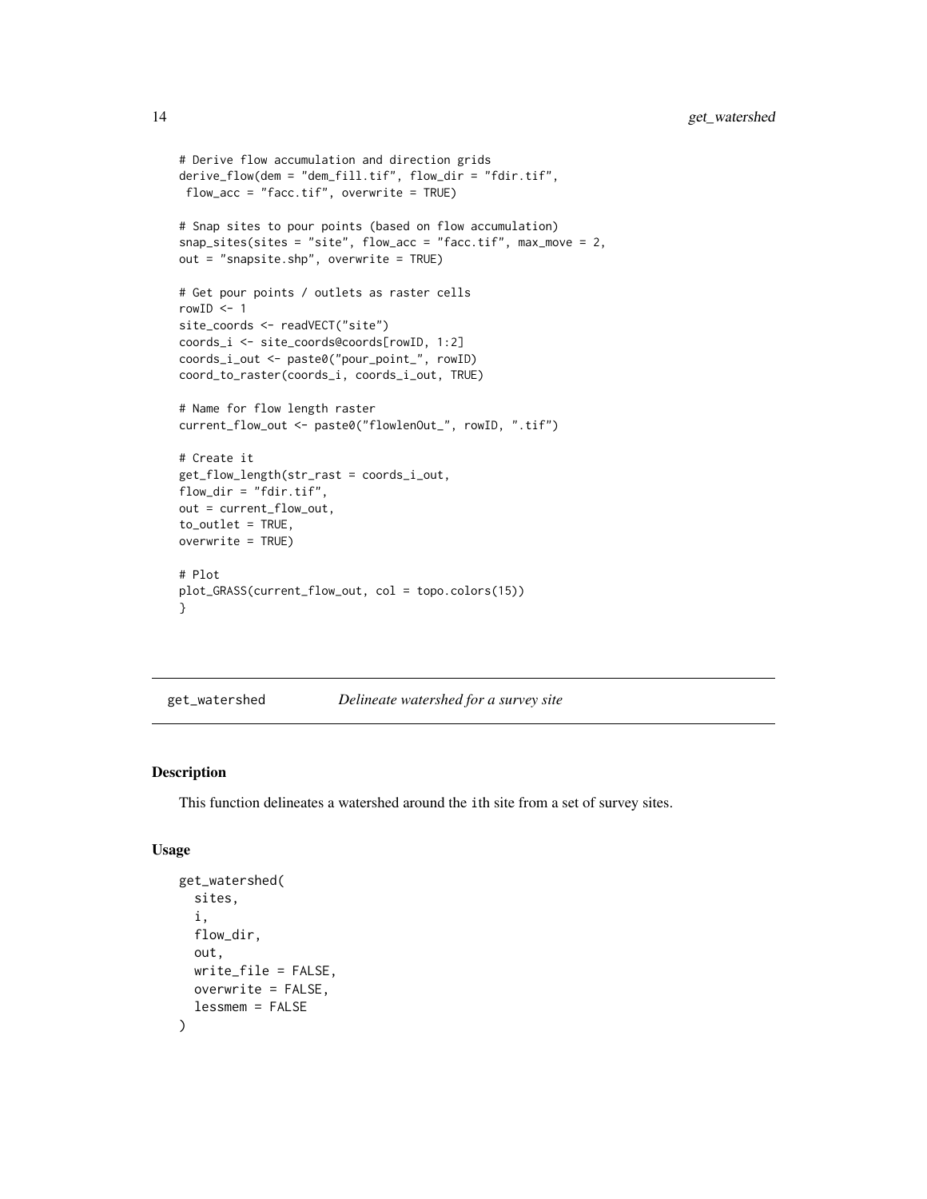```
# Derive flow accumulation and direction grids
derive_flow(dem = "dem_fill.tif", flow_dir = "fdir.tif",
 flow_acc = "facc.tif", overwrite = TRUE)

# Snap sites to pour points (based on flow accumulation)
snap_sites(sites = "site", flow_acc = "facc.tif", max_move = 2,
out = "snapsite.shp", overwrite = TRUE)

# Get pour points / outlets as raster cells
rowID <- 1
site_coords <- readVECT("site")
coords_i <- site_coords@coords[rowID, 1:2]
coords_i_out <- paste0("pour_point_", rowID)
coord_to_raster(coords_i, coords_i_out, TRUE)

# Name for flow length raster
current_flow_out <- paste0("flowlenOut_", rowID, ".tif")

# Create it
get_flow_length(str_rast = coords_i_out,
flow_dir = "fdir.tif",
out = current_flow_out,
to_outlet = TRUE,
overwrite = TRUE)

# Plot
plot_GRASS(current_flow_out, col = topo.colors(15))
}
```

---

`get_watershed` *Delineate watershed for a survey site*

---

## Description

This function delineates a watershed around the `i`th site from a set of survey sites.

## Usage

```
get_watershed(
  sites,
  i,
  flow_dir,
  out,
  write_file = FALSE,
  overwrite = FALSE,
  lessmem = FALSE
)
```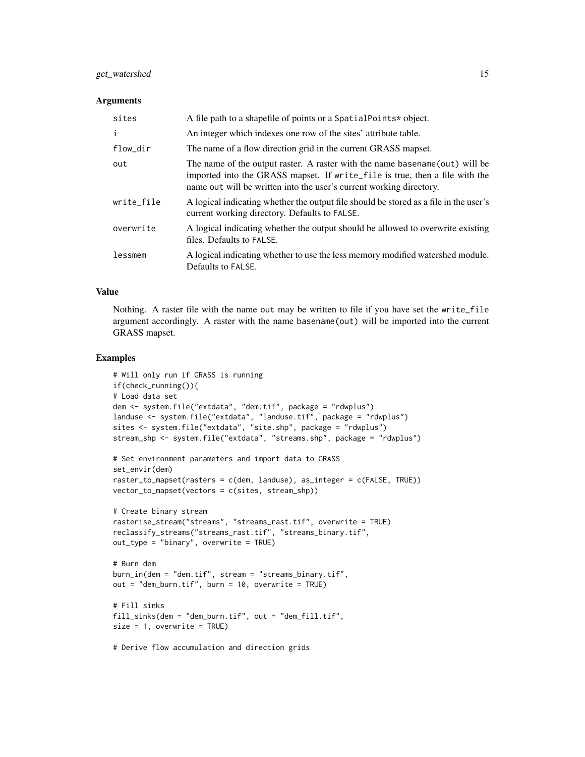### Arguments

| | |
|---|---|
| sites | A file path to a shapefile of points or a SpatialPoints* object. |
| i | An integer which indexes one row of the sites' attribute table. |
| flow_dir | The name of a flow direction grid in the current GRASS mapset. |
| out | The name of the output raster. A raster with the name basename(out) will be imported into the GRASS mapset. If write_file is true, then a file with the name out will be written into the user's current working directory. |
| write_file | A logical indicating whether the output file should be stored as a file in the user's current working directory. Defaults to FALSE. |
| overwrite | A logical indicating whether the output should be allowed to overwrite existing files. Defaults to FALSE. |
| lessmem | A logical indicating whether to use the less memory modified watershed module. Defaults to FALSE. |

### Value

Nothing. A raster file with the name out may be written to file if you have set the write_file argument accordingly. A raster with the name basename(out) will be imported into the current GRASS mapset.

### Examples

```
# Will only run if GRASS is running
if(check_running()){
# Load data set
dem <- system.file("extdata", "dem.tif", package = "rdwplus")
landuse <- system.file("extdata", "landuse.tif", package = "rdwplus")
sites <- system.file("extdata", "site.shp", package = "rdwplus")
stream_shp <- system.file("extdata", "streams.shp", package = "rdwplus")

# Set environment parameters and import data to GRASS
set_envir(dem)
raster_to_mapset(rasters = c(dem, landuse), as_integer = c(FALSE, TRUE))
vector_to_mapset(vectors = c(sites, stream_shp))

# Create binary stream
rasterise_stream("streams", "streams_rast.tif", overwrite = TRUE)
reclassify_streams("streams_rast.tif", "streams_binary.tif",
out_type = "binary", overwrite = TRUE)

# Burn dem
burn_in(dem = "dem.tif", stream = "streams_binary.tif",
out = "dem_burn.tif", burn = 10, overwrite = TRUE)

# Fill sinks
fill_sinks(dem = "dem_burn.tif", out = "dem_fill.tif",
size = 1, overwrite = TRUE)

# Derive flow accumulation and direction grids
```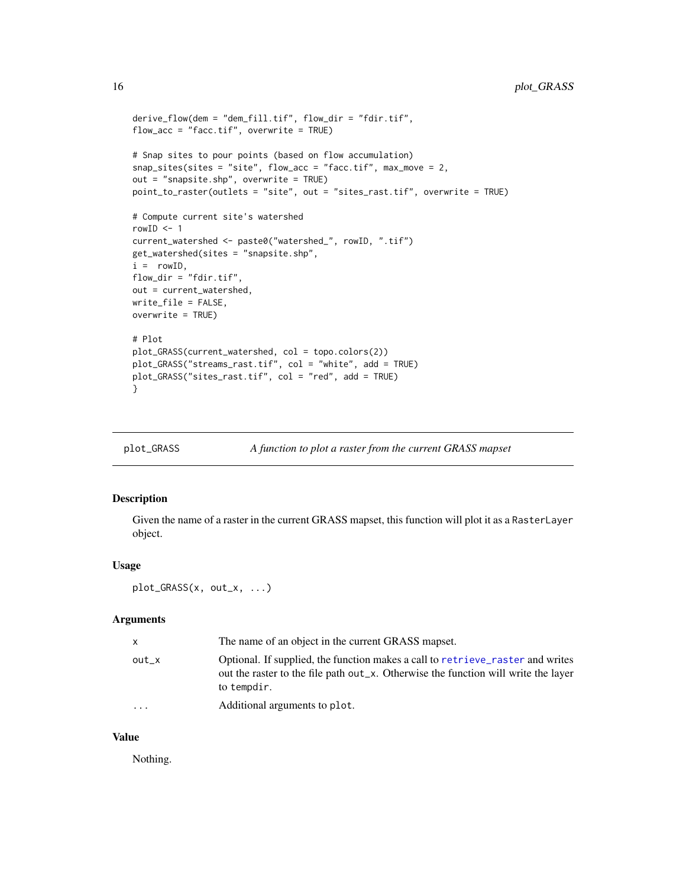```
derive_flow(dem = "dem_fill.tif", flow_dir = "fdir.tif",
flow_acc = "facc.tif", overwrite = TRUE)

# Snap sites to pour points (based on flow accumulation)
snap_sites(sites = "site", flow_acc = "facc.tif", max_move = 2,
out = "snapsite.shp", overwrite = TRUE)
point_to_raster(outlets = "site", out = "sites_rast.tif", overwrite = TRUE)

# Compute current site's watershed
rowID <- 1
current_watershed <- paste0("watershed_", rowID, ".tif")
get_watershed(sites = "snapsite.shp",
i =  rowID,
flow_dir = "fdir.tif",
out = current_watershed,
write_file = FALSE,
overwrite = TRUE)

# Plot
plot_GRASS(current_watershed, col = topo.colors(2))
plot_GRASS("streams_rast.tif", col = "white", add = TRUE)
plot_GRASS("sites_rast.tif", col = "red", add = TRUE)
}
```

---

## plot_GRASS — *A function to plot a raster from the current GRASS mapset*

---

### Description

Given the name of a raster in the current GRASS mapset, this function will plot it as a `RasterLayer` object.

### Usage

```
plot_GRASS(x, out_x, ...)
```

### Arguments

| | |
|---|---|
| x | The name of an object in the current GRASS mapset. |
| out_x | Optional. If supplied, the function makes a call to `retrieve_raster` and writes out the raster to the file path `out_x`. Otherwise the function will write the layer to `tempdir`. |
| ... | Additional arguments to `plot`. |

### Value

Nothing.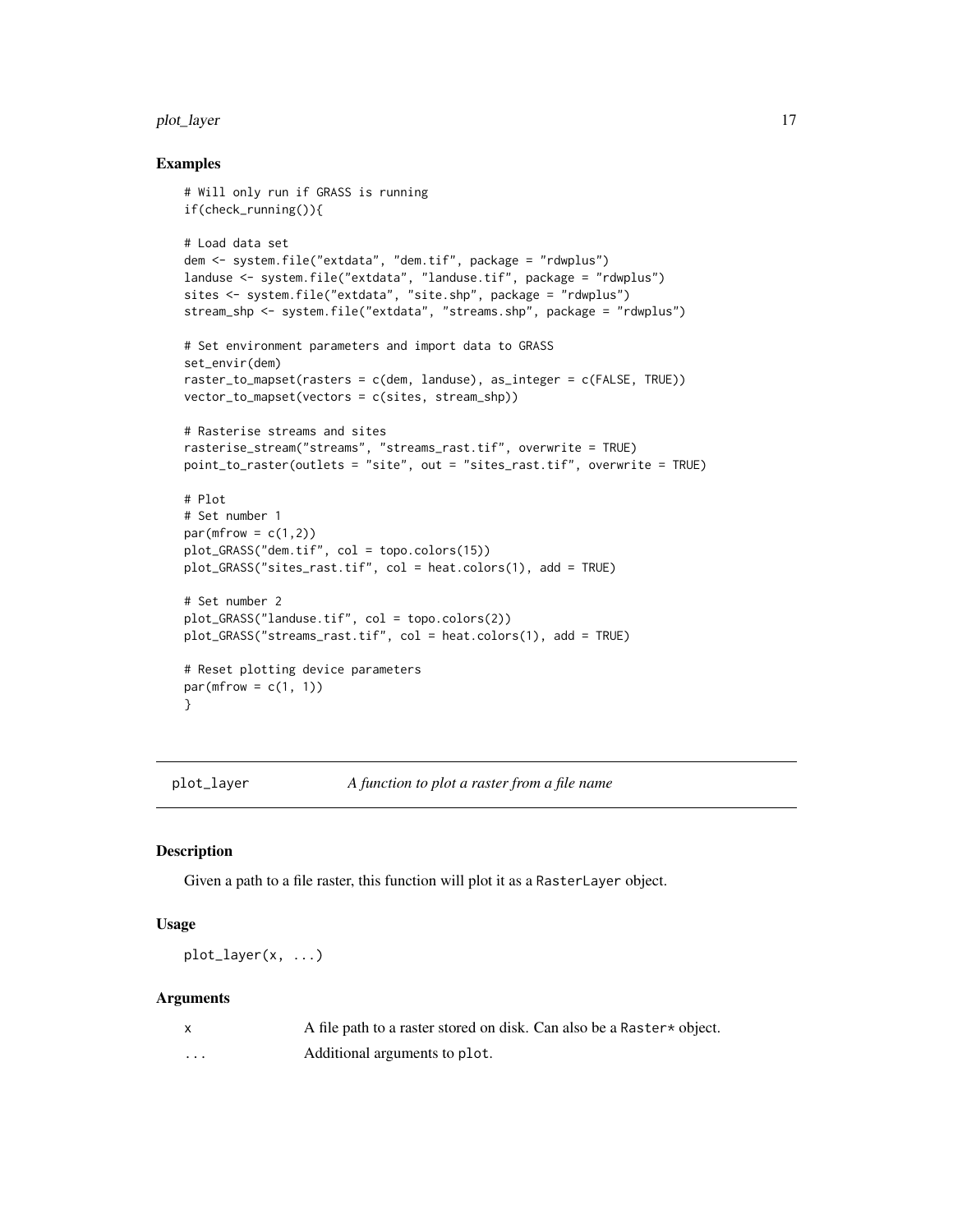## Examples

```
# Will only run if GRASS is running
if(check_running()){

# Load data set
dem <- system.file("extdata", "dem.tif", package = "rdwplus")
landuse <- system.file("extdata", "landuse.tif", package = "rdwplus")
sites <- system.file("extdata", "site.shp", package = "rdwplus")
stream_shp <- system.file("extdata", "streams.shp", package = "rdwplus")

# Set environment parameters and import data to GRASS
set_envir(dem)
raster_to_mapset(rasters = c(dem, landuse), as_integer = c(FALSE, TRUE))
vector_to_mapset(vectors = c(sites, stream_shp))

# Rasterise streams and sites
rasterise_stream("streams", "streams_rast.tif", overwrite = TRUE)
point_to_raster(outlets = "site", out = "sites_rast.tif", overwrite = TRUE)

# Plot
# Set number 1
par(mfrow = c(1,2))
plot_GRASS("dem.tif", col = topo.colors(15))
plot_GRASS("sites_rast.tif", col = heat.colors(1), add = TRUE)

# Set number 2
plot_GRASS("landuse.tif", col = topo.colors(2))
plot_GRASS("streams_rast.tif", col = heat.colors(1), add = TRUE)

# Reset plotting device parameters
par(mfrow = c(1, 1))
}
```

---

# plot_layer — *A function to plot a raster from a file name*

## Description

Given a path to a file raster, this function will plot it as a `RasterLayer` object.

## Usage

```
plot_layer(x, ...)
```

## Arguments

| | |
|---|---|
| `x` | A file path to a raster stored on disk. Can also be a `Raster*` object. |
| `...` | Additional arguments to `plot`. |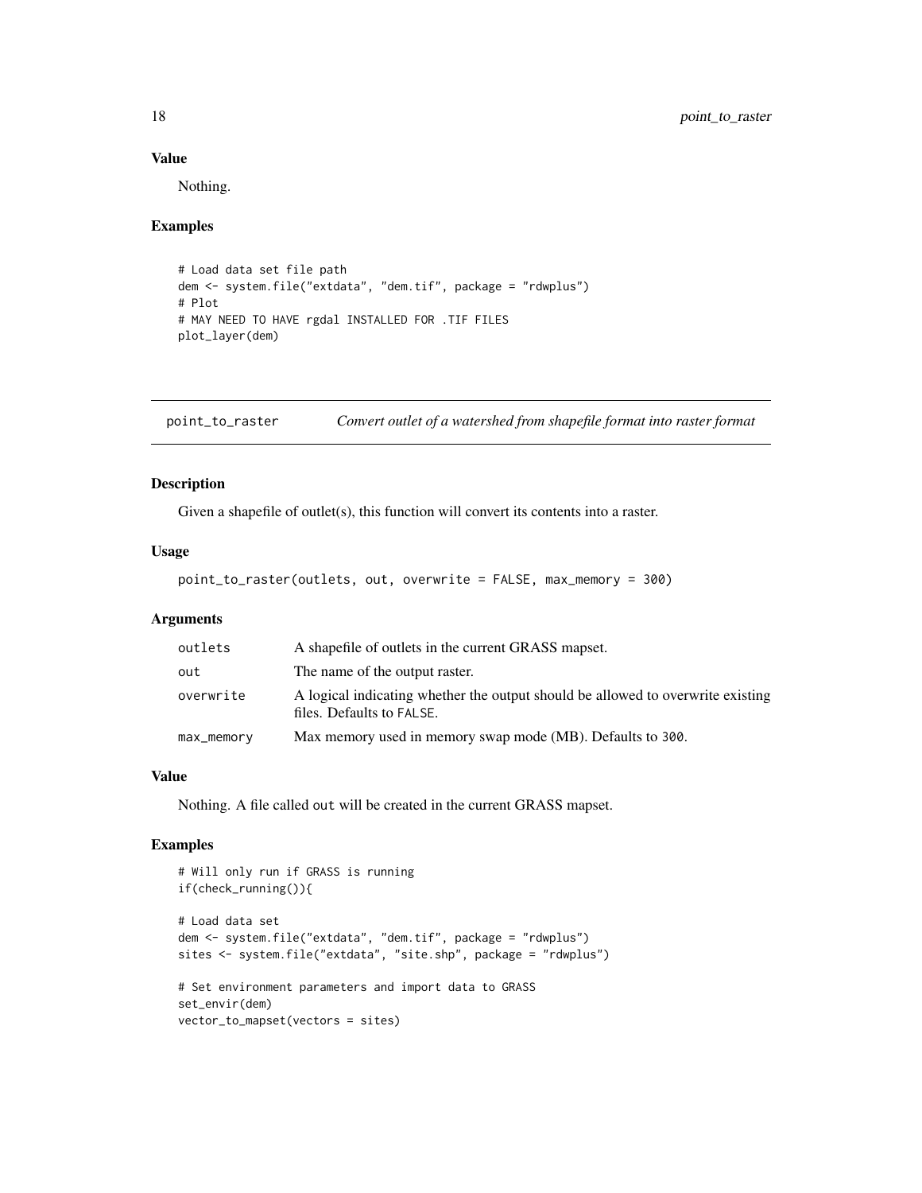### Value

Nothing.

### Examples

```
# Load data set file path
dem <- system.file("extdata", "dem.tif", package = "rdwplus")
# Plot
# MAY NEED TO HAVE rgdal INSTALLED FOR .TIF FILES
plot_layer(dem)
```

---

## point_to_raster — *Convert outlet of a watershed from shapefile format into raster format*

### Description

Given a shapefile of outlet(s), this function will convert its contents into a raster.

### Usage

```
point_to_raster(outlets, out, overwrite = FALSE, max_memory = 300)
```

### Arguments

| | |
|---|---|
| outlets | A shapefile of outlets in the current GRASS mapset. |
| out | The name of the output raster. |
| overwrite | A logical indicating whether the output should be allowed to overwrite existing files. Defaults to FALSE. |
| max_memory | Max memory used in memory swap mode (MB). Defaults to 300. |

### Value

Nothing. A file called out will be created in the current GRASS mapset.

### Examples

```
# Will only run if GRASS is running
if(check_running()){

# Load data set
dem <- system.file("extdata", "dem.tif", package = "rdwplus")
sites <- system.file("extdata", "site.shp", package = "rdwplus")

# Set environment parameters and import data to GRASS
set_envir(dem)
vector_to_mapset(vectors = sites)
```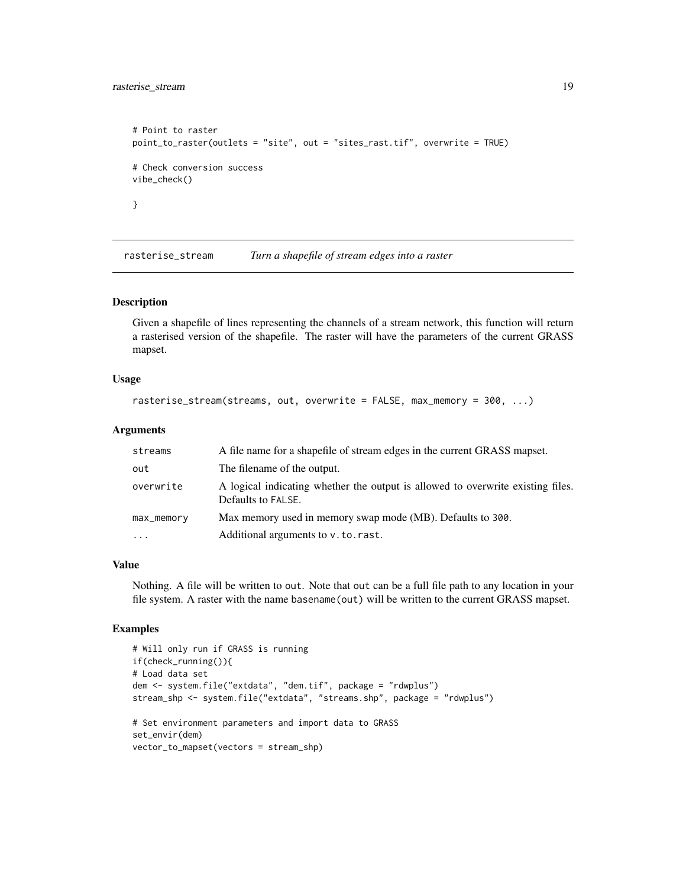```
# Point to raster
point_to_raster(outlets = "site", out = "sites_rast.tif", overwrite = TRUE)

# Check conversion success
vibe_check()

}
```

## rasterise_stream — *Turn a shapefile of stream edges into a raster*

### Description

Given a shapefile of lines representing the channels of a stream network, this function will return a rasterised version of the shapefile. The raster will have the parameters of the current GRASS mapset.

### Usage

```
rasterise_stream(streams, out, overwrite = FALSE, max_memory = 300, ...)
```

### Arguments

| | |
|---|---|
| streams | A file name for a shapefile of stream edges in the current GRASS mapset. |
| out | The filename of the output. |
| overwrite | A logical indicating whether the output is allowed to overwrite existing files. Defaults to FALSE. |
| max_memory | Max memory used in memory swap mode (MB). Defaults to 300. |
| ... | Additional arguments to v.to.rast. |

### Value

Nothing. A file will be written to out. Note that out can be a full file path to any location in your file system. A raster with the name basename(out) will be written to the current GRASS mapset.

### Examples

```
# Will only run if GRASS is running
if(check_running()){
# Load data set
dem <- system.file("extdata", "dem.tif", package = "rdwplus")
stream_shp <- system.file("extdata", "streams.shp", package = "rdwplus")

# Set environment parameters and import data to GRASS
set_envir(dem)
vector_to_mapset(vectors = stream_shp)
```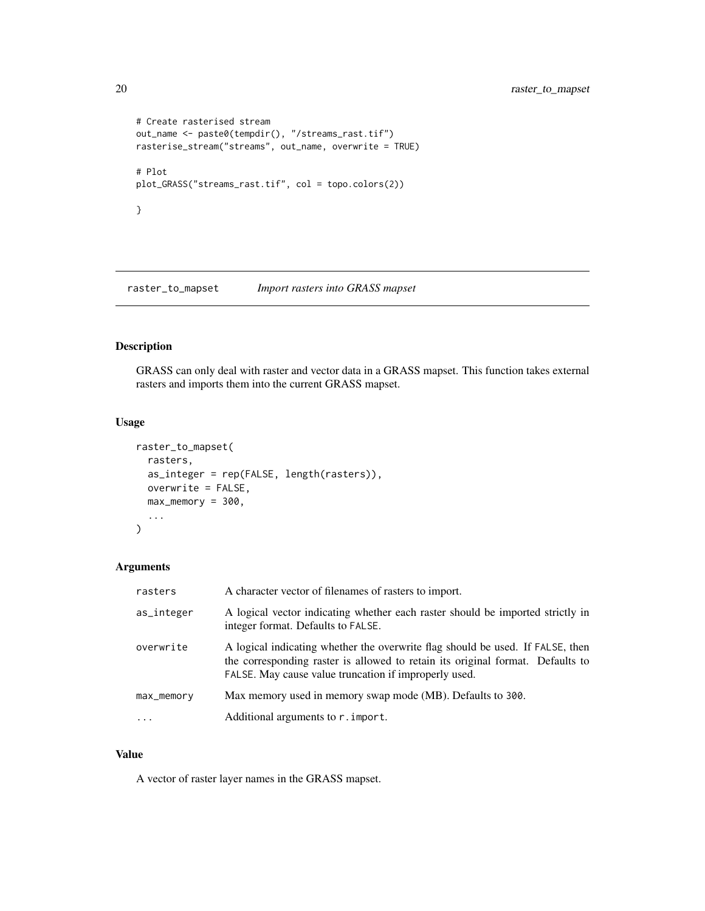```
# Create rasterised stream
out_name <- paste0(tempdir(), "/streams_rast.tif")
rasterise_stream("streams", out_name, overwrite = TRUE)

# Plot
plot_GRASS("streams_rast.tif", col = topo.colors(2))

}
```

---

## raster_to_mapset — *Import rasters into GRASS mapset*

### Description

GRASS can only deal with raster and vector data in a GRASS mapset. This function takes external rasters and imports them into the current GRASS mapset.

### Usage

```
raster_to_mapset(
  rasters,
  as_integer = rep(FALSE, length(rasters)),
  overwrite = FALSE,
  max_memory = 300,
  ...
)
```

### Arguments

| | |
|---|---|
| rasters | A character vector of filenames of rasters to import. |
| as_integer | A logical vector indicating whether each raster should be imported strictly in integer format. Defaults to `FALSE`. |
| overwrite | A logical indicating whether the overwrite flag should be used. If `FALSE`, then the corresponding raster is allowed to retain its original format. Defaults to `FALSE`. May cause value truncation if improperly used. |
| max_memory | Max memory used in memory swap mode (MB). Defaults to `300`. |
| ... | Additional arguments to `r.import`. |

### Value

A vector of raster layer names in the GRASS mapset.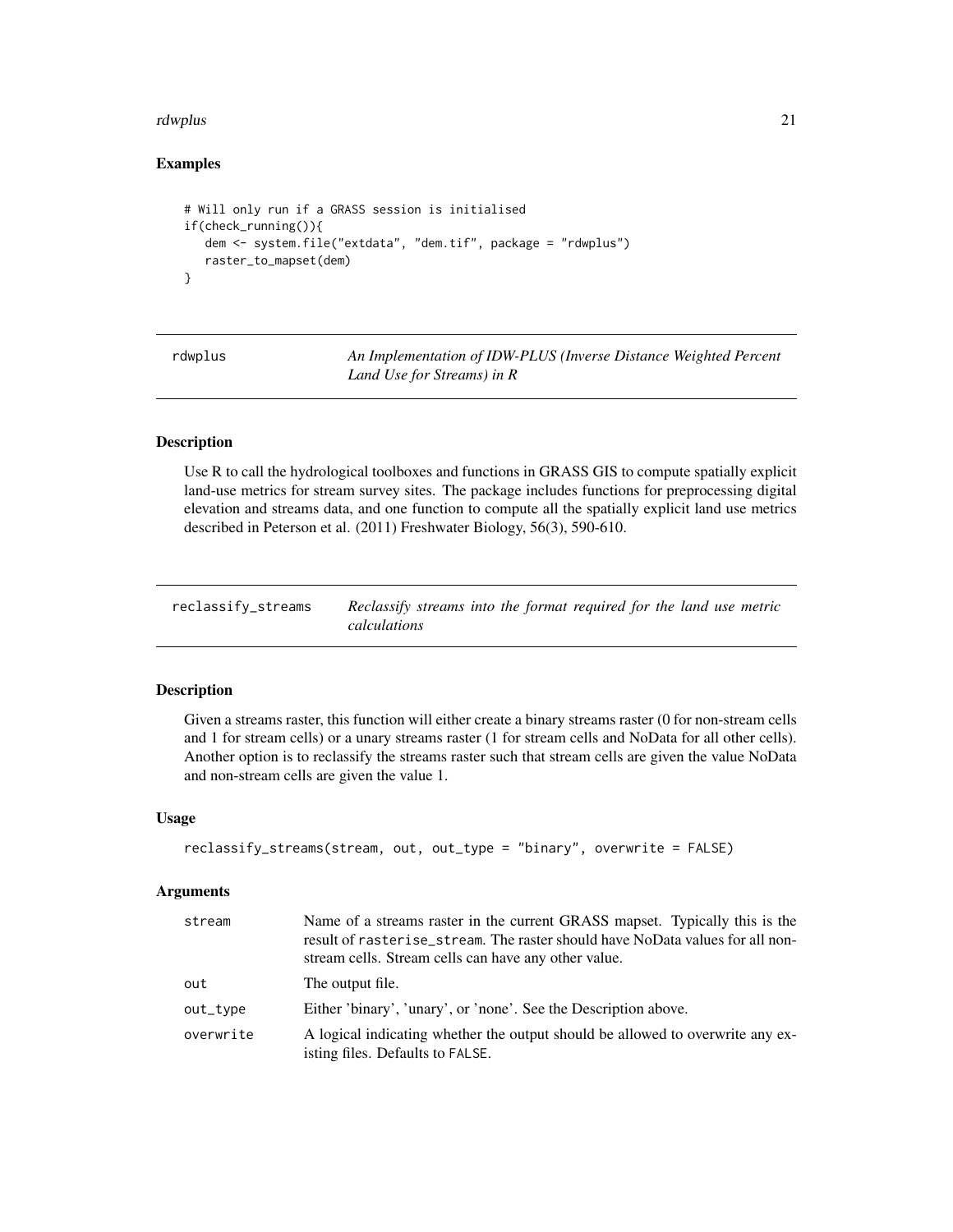## Examples

```
# Will only run if a GRASS session is initialised
if(check_running()){
   dem <- system.file("extdata", "dem.tif", package = "rdwplus")
   raster_to_mapset(dem)
}
```

---

`rdwplus` — *An Implementation of IDW-PLUS (Inverse Distance Weighted Percent Land Use for Streams) in R*

---

## Description

Use R to call the hydrological toolboxes and functions in GRASS GIS to compute spatially explicit land-use metrics for stream survey sites. The package includes functions for preprocessing digital elevation and streams data, and one function to compute all the spatially explicit land use metrics described in Peterson et al. (2011) Freshwater Biology, 56(3), 590-610.

---

`reclassify_streams` — *Reclassify streams into the format required for the land use metric calculations*

---

## Description

Given a streams raster, this function will either create a binary streams raster (0 for non-stream cells and 1 for stream cells) or a unary streams raster (1 for stream cells and NoData for all other cells). Another option is to reclassify the streams raster such that stream cells are given the value NoData and non-stream cells are given the value 1.

## Usage

```
reclassify_streams(stream, out, out_type = "binary", overwrite = FALSE)
```

## Arguments

| | |
|---|---|
| stream | Name of a streams raster in the current GRASS mapset. Typically this is the result of `rasterise_stream`. The raster should have NoData values for all non-stream cells. Stream cells can have any other value. |
| out | The output file. |
| out_type | Either 'binary', 'unary', or 'none'. See the Description above. |
| overwrite | A logical indicating whether the output should be allowed to overwrite any existing files. Defaults to `FALSE`. |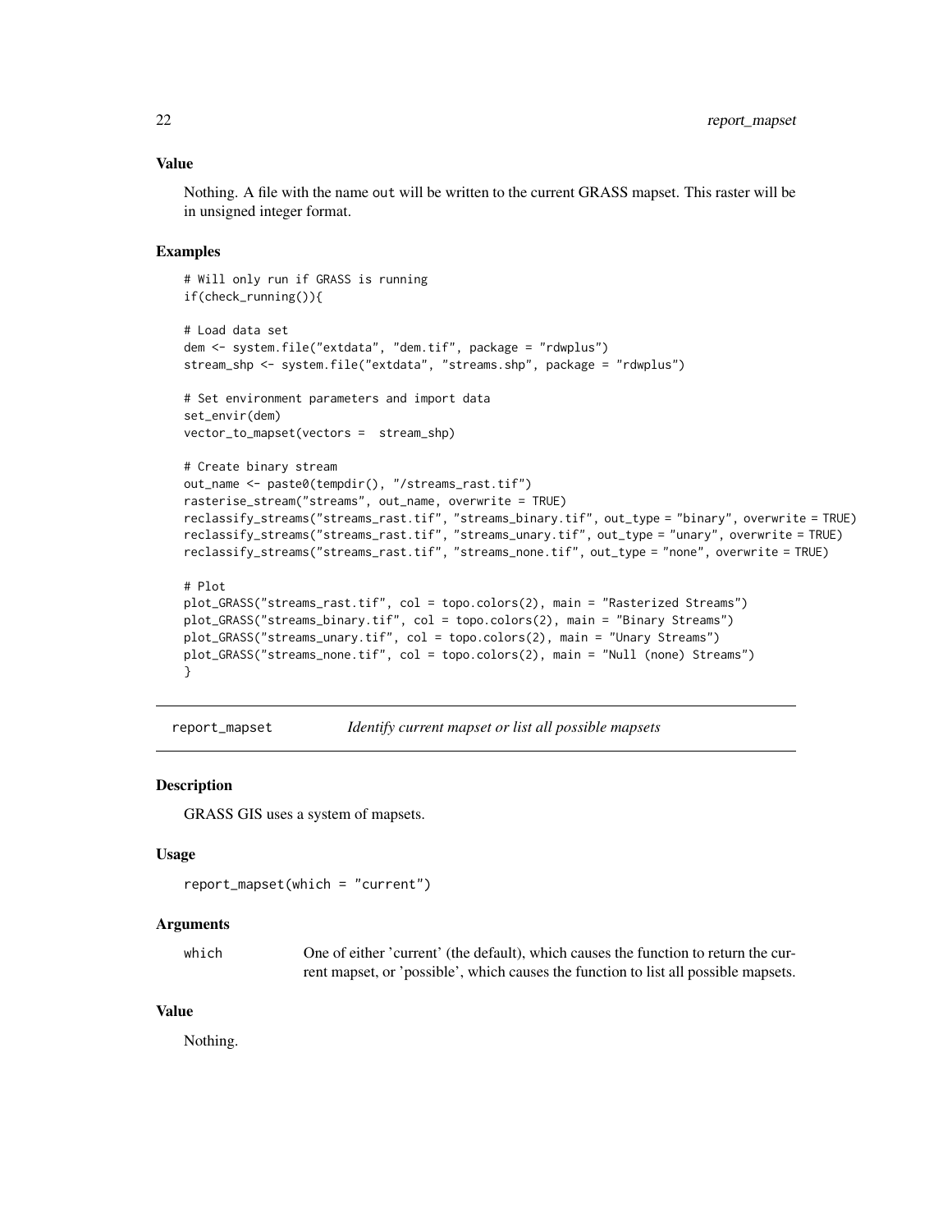### Value

Nothing. A file with the name `out` will be written to the current GRASS mapset. This raster will be in unsigned integer format.

### Examples

```
# Will only run if GRASS is running
if(check_running()){

# Load data set
dem <- system.file("extdata", "dem.tif", package = "rdwplus")
stream_shp <- system.file("extdata", "streams.shp", package = "rdwplus")

# Set environment parameters and import data
set_envir(dem)
vector_to_mapset(vectors =  stream_shp)

# Create binary stream
out_name <- paste0(tempdir(), "/streams_rast.tif")
rasterise_stream("streams", out_name, overwrite = TRUE)
reclassify_streams("streams_rast.tif", "streams_binary.tif", out_type = "binary", overwrite = TRUE)
reclassify_streams("streams_rast.tif", "streams_unary.tif", out_type = "unary", overwrite = TRUE)
reclassify_streams("streams_rast.tif", "streams_none.tif", out_type = "none", overwrite = TRUE)

# Plot
plot_GRASS("streams_rast.tif", col = topo.colors(2), main = "Rasterized Streams")
plot_GRASS("streams_binary.tif", col = topo.colors(2), main = "Binary Streams")
plot_GRASS("streams_unary.tif", col = topo.colors(2), main = "Unary Streams")
plot_GRASS("streams_none.tif", col = topo.colors(2), main = "Null (none) Streams")
}
```

---

## report_mapset — *Identify current mapset or list all possible mapsets*

### Description

GRASS GIS uses a system of mapsets.

### Usage

```
report_mapset(which = "current")
```

### Arguments

| | |
|---|---|
| `which` | One of either 'current' (the default), which causes the function to return the current mapset, or 'possible', which causes the function to list all possible mapsets. |

### Value

Nothing.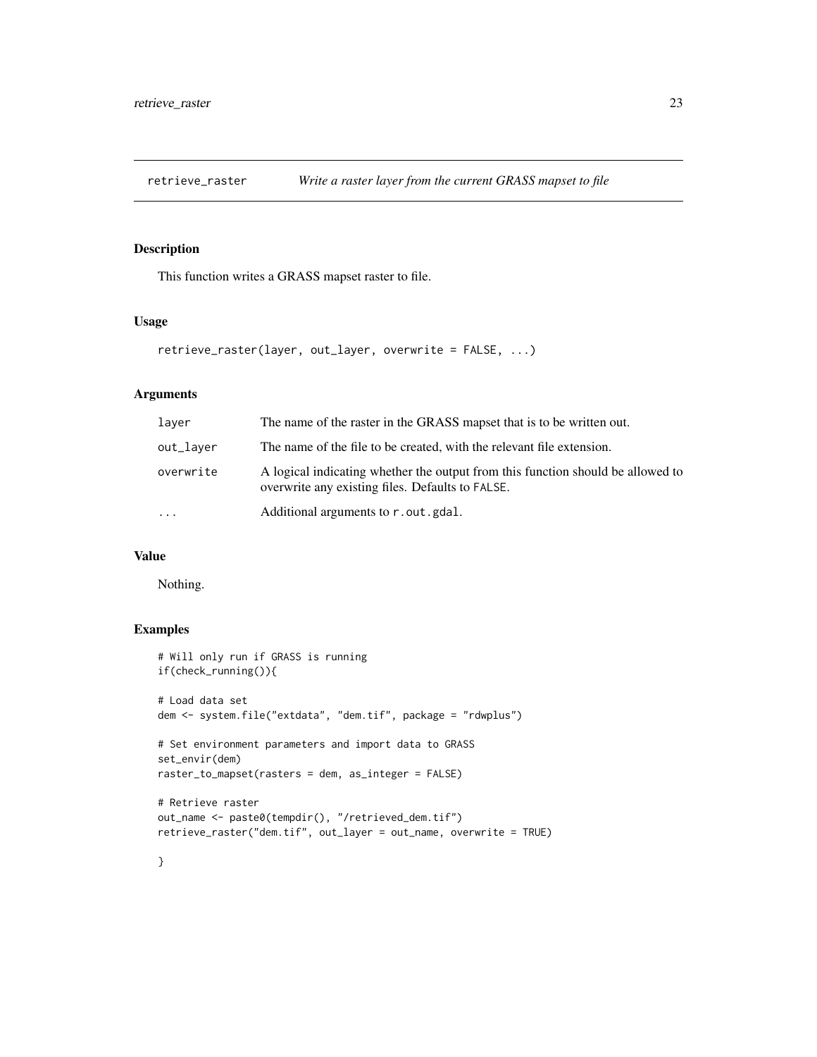## retrieve_raster — *Write a raster layer from the current GRASS mapset to file*

### Description

This function writes a GRASS mapset raster to file.

### Usage

```
retrieve_raster(layer, out_layer, overwrite = FALSE, ...)
```

### Arguments

| | |
|---|---|
| `layer` | The name of the raster in the GRASS mapset that is to be written out. |
| `out_layer` | The name of the file to be created, with the relevant file extension. |
| `overwrite` | A logical indicating whether the output from this function should be allowed to overwrite any existing files. Defaults to `FALSE`. |
| `...` | Additional arguments to `r.out.gdal`. |

### Value

Nothing.

### Examples

```
# Will only run if GRASS is running
if(check_running()){

# Load data set
dem <- system.file("extdata", "dem.tif", package = "rdwplus")

# Set environment parameters and import data to GRASS
set_envir(dem)
raster_to_mapset(rasters = dem, as_integer = FALSE)

# Retrieve raster
out_name <- paste0(tempdir(), "/retrieved_dem.tif")
retrieve_raster("dem.tif", out_layer = out_name, overwrite = TRUE)

}
```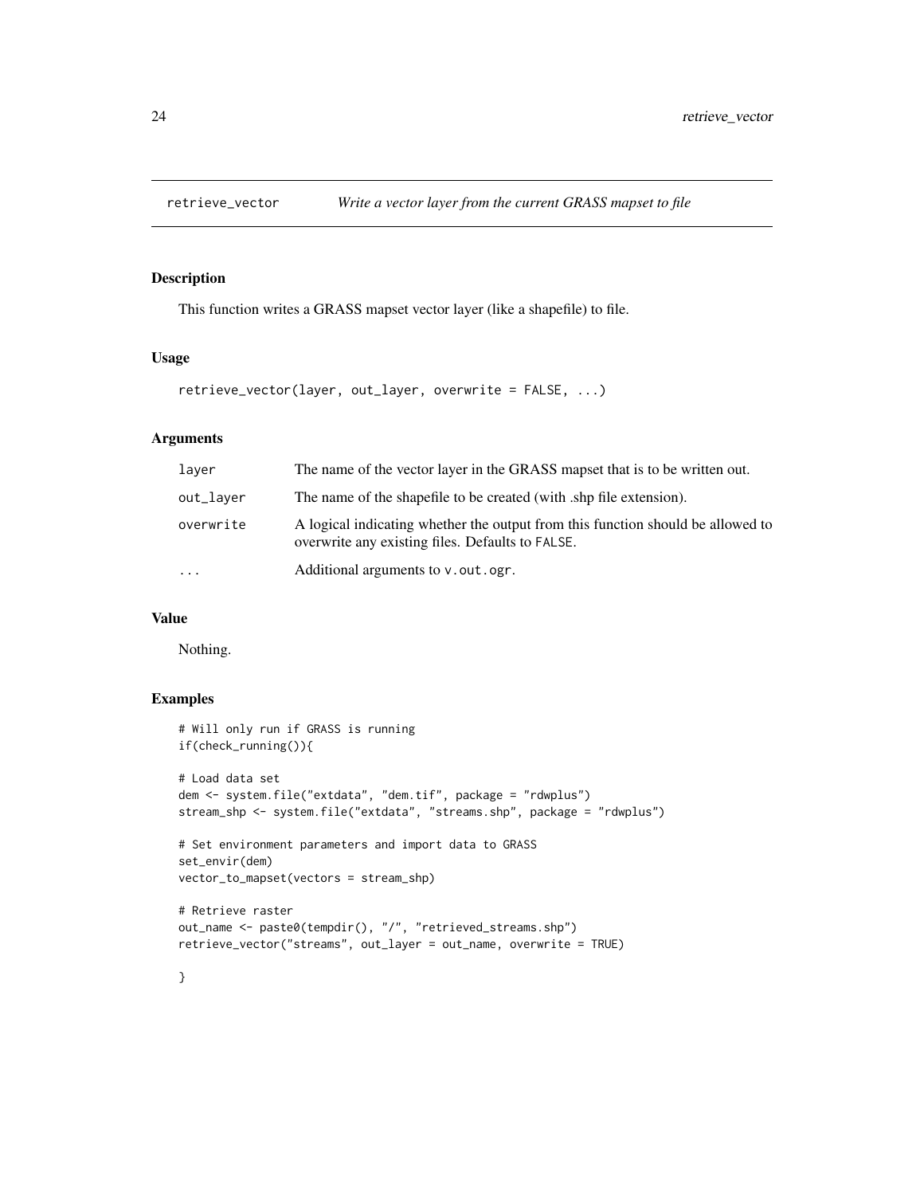## retrieve_vector — *Write a vector layer from the current GRASS mapset to file*

### Description

This function writes a GRASS mapset vector layer (like a shapefile) to file.

### Usage

```
retrieve_vector(layer, out_layer, overwrite = FALSE, ...)
```

### Arguments

| | |
|---|---|
| `layer` | The name of the vector layer in the GRASS mapset that is to be written out. |
| `out_layer` | The name of the shapefile to be created (with .shp file extension). |
| `overwrite` | A logical indicating whether the output from this function should be allowed to overwrite any existing files. Defaults to `FALSE`. |
| `...` | Additional arguments to `v.out.ogr`. |

### Value

Nothing.

### Examples

```
# Will only run if GRASS is running
if(check_running()){

# Load data set
dem <- system.file("extdata", "dem.tif", package = "rdwplus")
stream_shp <- system.file("extdata", "streams.shp", package = "rdwplus")

# Set environment parameters and import data to GRASS
set_envir(dem)
vector_to_mapset(vectors = stream_shp)

# Retrieve raster
out_name <- paste0(tempdir(), "/", "retrieved_streams.shp")
retrieve_vector("streams", out_layer = out_name, overwrite = TRUE)

}
```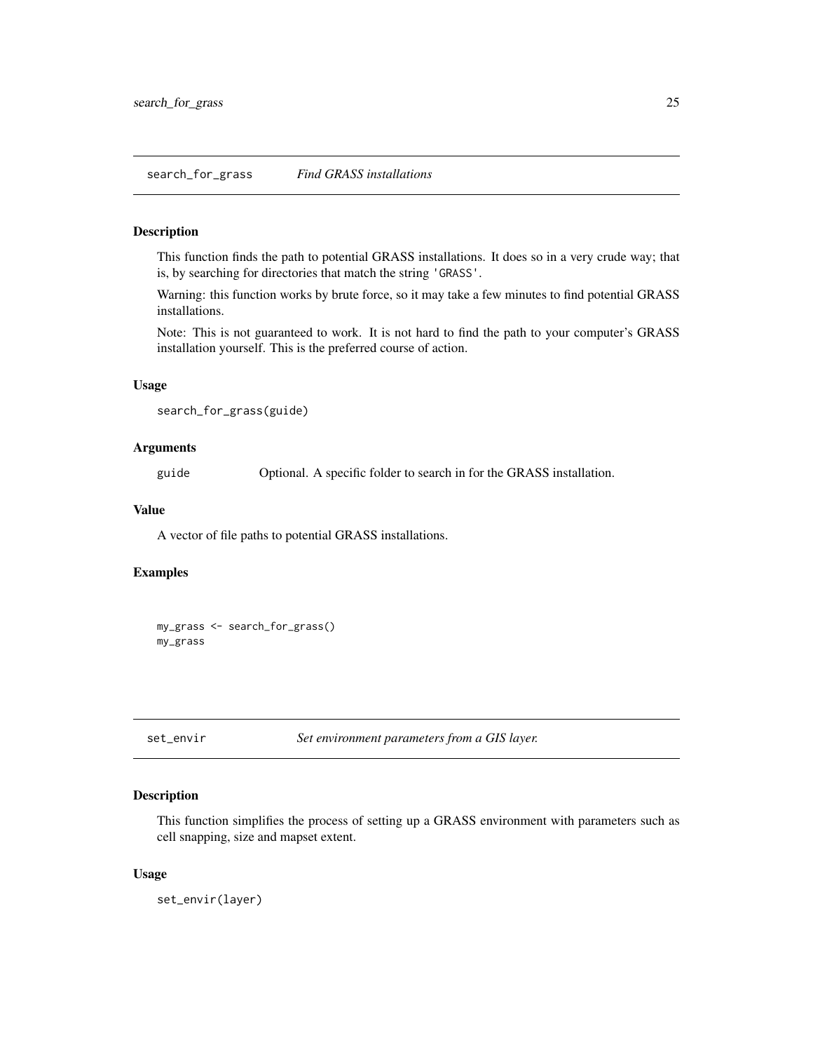## search_for_grass — *Find GRASS installations*

### Description

This function finds the path to potential GRASS installations. It does so in a very crude way; that is, by searching for directories that match the string 'GRASS'.

Warning: this function works by brute force, so it may take a few minutes to find potential GRASS installations.

Note: This is not guaranteed to work. It is not hard to find the path to your computer's GRASS installation yourself. This is the preferred course of action.

### Usage

```
search_for_grass(guide)
```

### Arguments

| | |
|---|---|
| guide | Optional. A specific folder to search in for the GRASS installation. |

### Value

A vector of file paths to potential GRASS installations.

### Examples

```
my_grass <- search_for_grass()
my_grass
```

## set_envir — *Set environment parameters from a GIS layer.*

### Description

This function simplifies the process of setting up a GRASS environment with parameters such as cell snapping, size and mapset extent.

### Usage

```
set_envir(layer)
```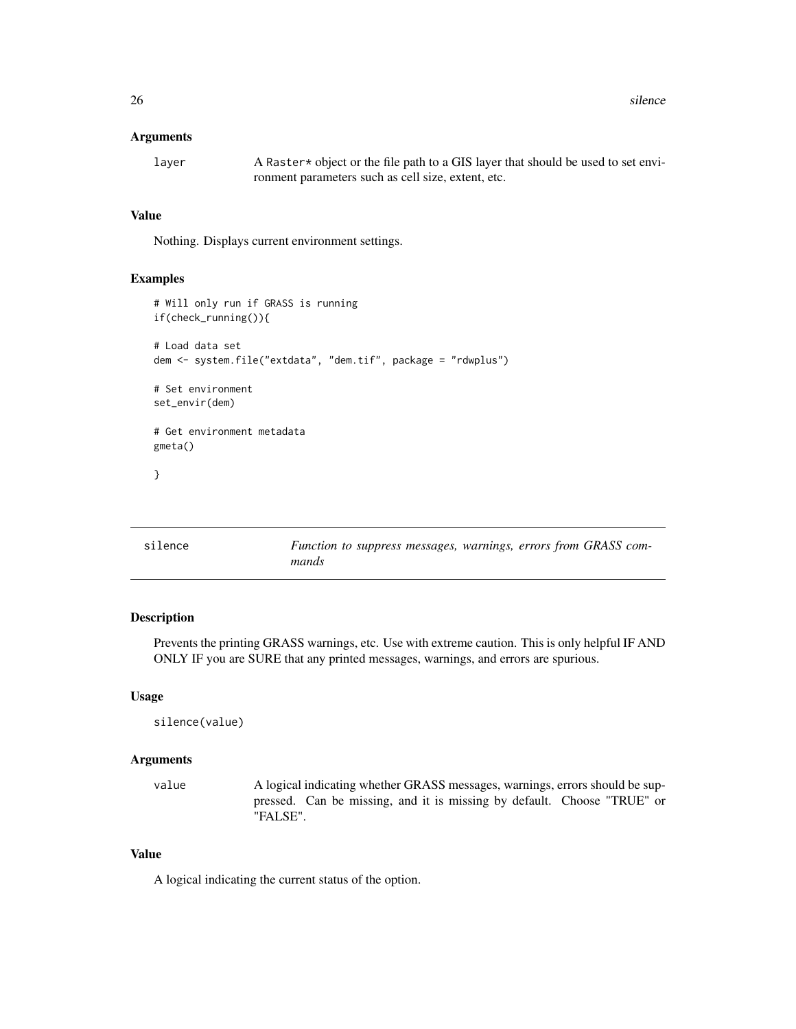### Arguments

`layer` A `Raster*` object or the file path to a GIS layer that should be used to set environment parameters such as cell size, extent, etc.

### Value

Nothing. Displays current environment settings.

### Examples

```
# Will only run if GRASS is running
if(check_running()){

# Load data set
dem <- system.file("extdata", "dem.tif", package = "rdwplus")

# Set environment
set_envir(dem)

# Get environment metadata
gmeta()

}
```

---

## silence — *Function to suppress messages, warnings, errors from GRASS commands*

---

### Description

Prevents the printing GRASS warnings, etc. Use with extreme caution. This is only helpful IF AND ONLY IF you are SURE that any printed messages, warnings, and errors are spurious.

### Usage

```
silence(value)
```

### Arguments

`value` A logical indicating whether GRASS messages, warnings, errors should be suppressed. Can be missing, and it is missing by default. Choose "TRUE" or "FALSE".

### Value

A logical indicating the current status of the option.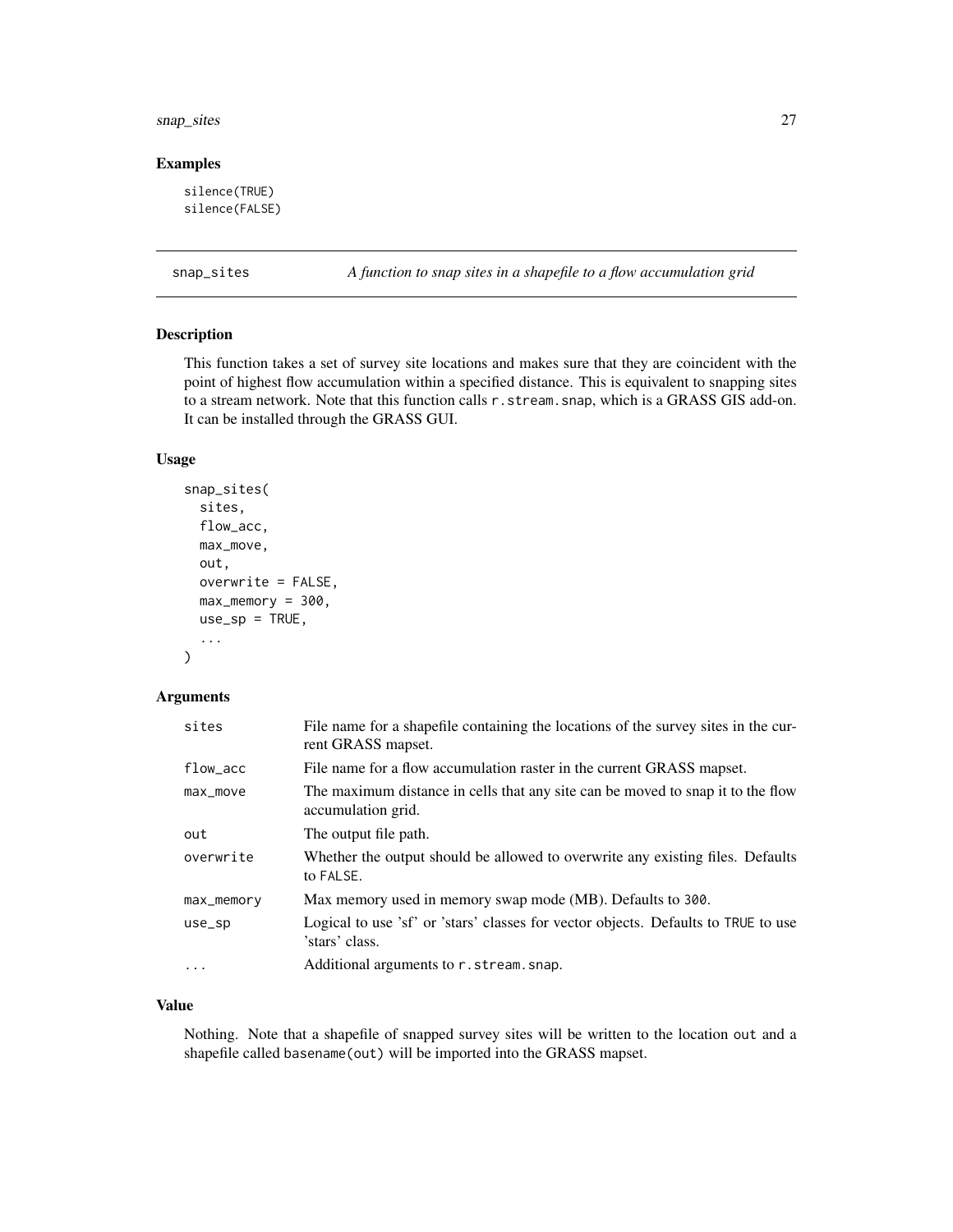## Examples

```
silence(TRUE)
silence(FALSE)
```

---

# snap_sites — *A function to snap sites in a shapefile to a flow accumulation grid*

## Description

This function takes a set of survey site locations and makes sure that they are coincident with the point of highest flow accumulation within a specified distance. This is equivalent to snapping sites to a stream network. Note that this function calls `r.stream.snap`, which is a GRASS GIS add-on. It can be installed through the GRASS GUI.

## Usage

```
snap_sites(
  sites,
  flow_acc,
  max_move,
  out,
  overwrite = FALSE,
  max_memory = 300,
  use_sp = TRUE,
  ...
)
```

## Arguments

| Argument | Description |
|---|---|
| `sites` | File name for a shapefile containing the locations of the survey sites in the current GRASS mapset. |
| `flow_acc` | File name for a flow accumulation raster in the current GRASS mapset. |
| `max_move` | The maximum distance in cells that any site can be moved to snap it to the flow accumulation grid. |
| `out` | The output file path. |
| `overwrite` | Whether the output should be allowed to overwrite any existing files. Defaults to `FALSE`. |
| `max_memory` | Max memory used in memory swap mode (MB). Defaults to `300`. |
| `use_sp` | Logical to use 'sf' or 'stars' classes for vector objects. Defaults to `TRUE` to use 'stars' class. |
| `...` | Additional arguments to `r.stream.snap`. |

## Value

Nothing. Note that a shapefile of snapped survey sites will be written to the location `out` and a shapefile called `basename(out)` will be imported into the GRASS mapset.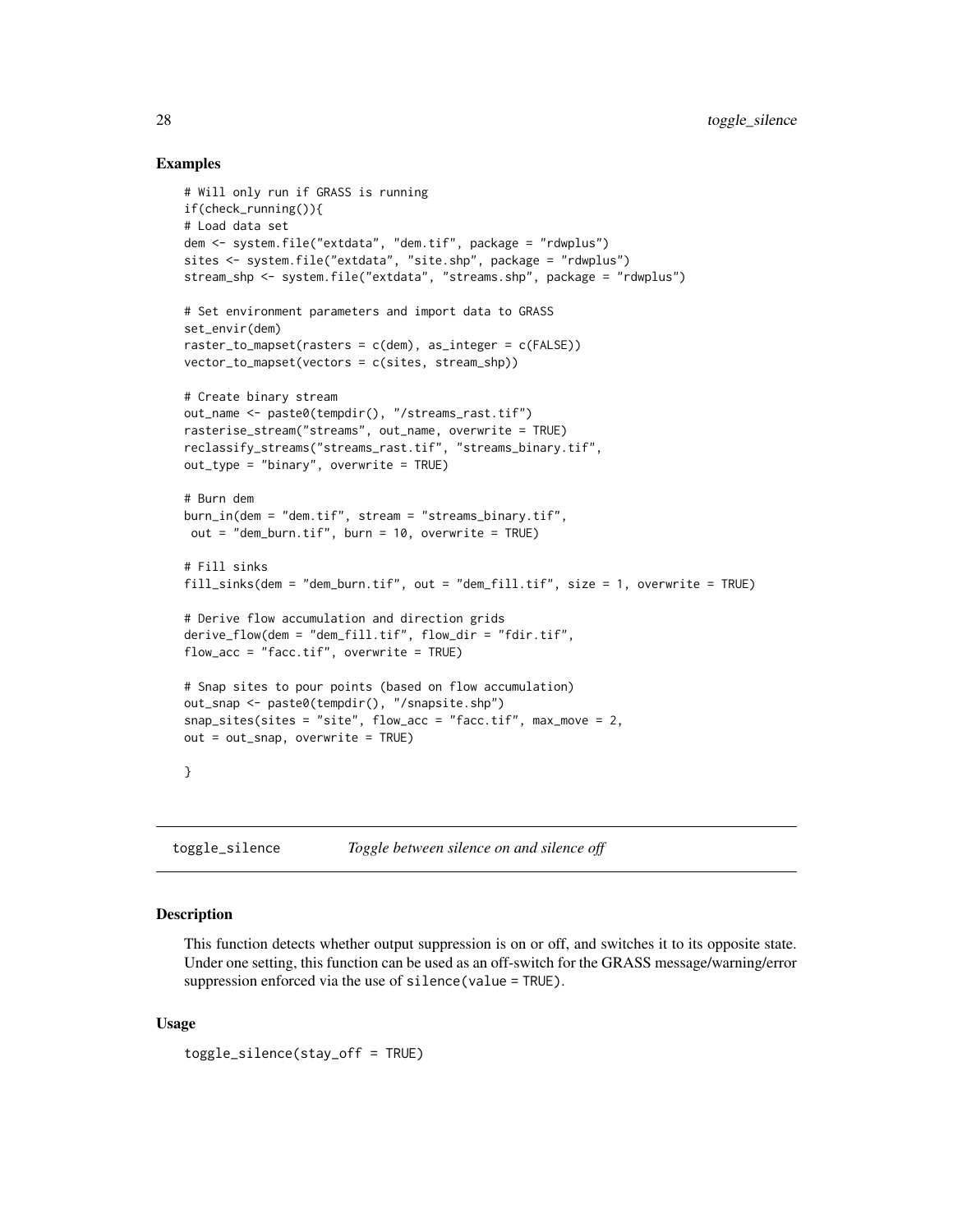## Examples

```
# Will only run if GRASS is running
if(check_running()){
# Load data set
dem <- system.file("extdata", "dem.tif", package = "rdwplus")
sites <- system.file("extdata", "site.shp", package = "rdwplus")
stream_shp <- system.file("extdata", "streams.shp", package = "rdwplus")

# Set environment parameters and import data to GRASS
set_envir(dem)
raster_to_mapset(rasters = c(dem), as_integer = c(FALSE))
vector_to_mapset(vectors = c(sites, stream_shp))

# Create binary stream
out_name <- paste0(tempdir(), "/streams_rast.tif")
rasterise_stream("streams", out_name, overwrite = TRUE)
reclassify_streams("streams_rast.tif", "streams_binary.tif",
out_type = "binary", overwrite = TRUE)

# Burn dem
burn_in(dem = "dem.tif", stream = "streams_binary.tif",
 out = "dem_burn.tif", burn = 10, overwrite = TRUE)

# Fill sinks
fill_sinks(dem = "dem_burn.tif", out = "dem_fill.tif", size = 1, overwrite = TRUE)

# Derive flow accumulation and direction grids
derive_flow(dem = "dem_fill.tif", flow_dir = "fdir.tif",
flow_acc = "facc.tif", overwrite = TRUE)

# Snap sites to pour points (based on flow accumulation)
out_snap <- paste0(tempdir(), "/snapsite.shp")
snap_sites(sites = "site", flow_acc = "facc.tif", max_move = 2,
out = out_snap, overwrite = TRUE)

}
```

---

# toggle_silence — *Toggle between silence on and silence off*

## Description

This function detects whether output suppression is on or off, and switches it to its opposite state. Under one setting, this function can be used as an off-switch for the GRASS message/warning/error suppression enforced via the use of `silence(value = TRUE)`.

## Usage

```
toggle_silence(stay_off = TRUE)
```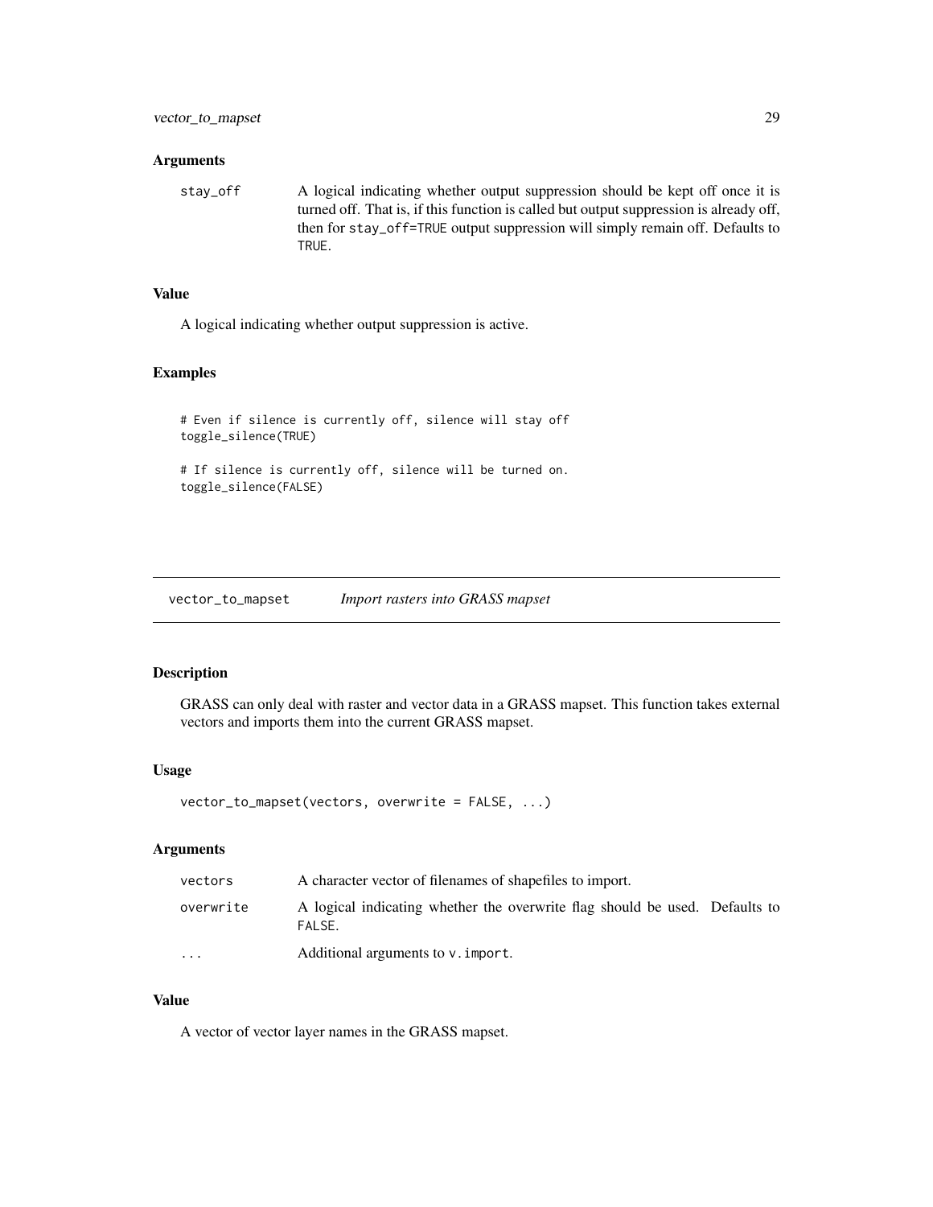### Arguments

| | |
|---|---|
| stay_off | A logical indicating whether output suppression should be kept off once it is turned off. That is, if this function is called but output suppression is already off, then for `stay_off=TRUE` output suppression will simply remain off. Defaults to `TRUE`. |

### Value

A logical indicating whether output suppression is active.

### Examples

```
# Even if silence is currently off, silence will stay off
toggle_silence(TRUE)

# If silence is currently off, silence will be turned on.
toggle_silence(FALSE)
```

---

## vector_to_mapset &emsp; *Import rasters into GRASS mapset*

---

### Description

GRASS can only deal with raster and vector data in a GRASS mapset. This function takes external vectors and imports them into the current GRASS mapset.

### Usage

```
vector_to_mapset(vectors, overwrite = FALSE, ...)
```

### Arguments

| | |
|---|---|
| vectors | A character vector of filenames of shapefiles to import. |
| overwrite | A logical indicating whether the overwrite flag should be used. Defaults to `FALSE`. |
| ... | Additional arguments to `v.import`. |

### Value

A vector of vector layer names in the GRASS mapset.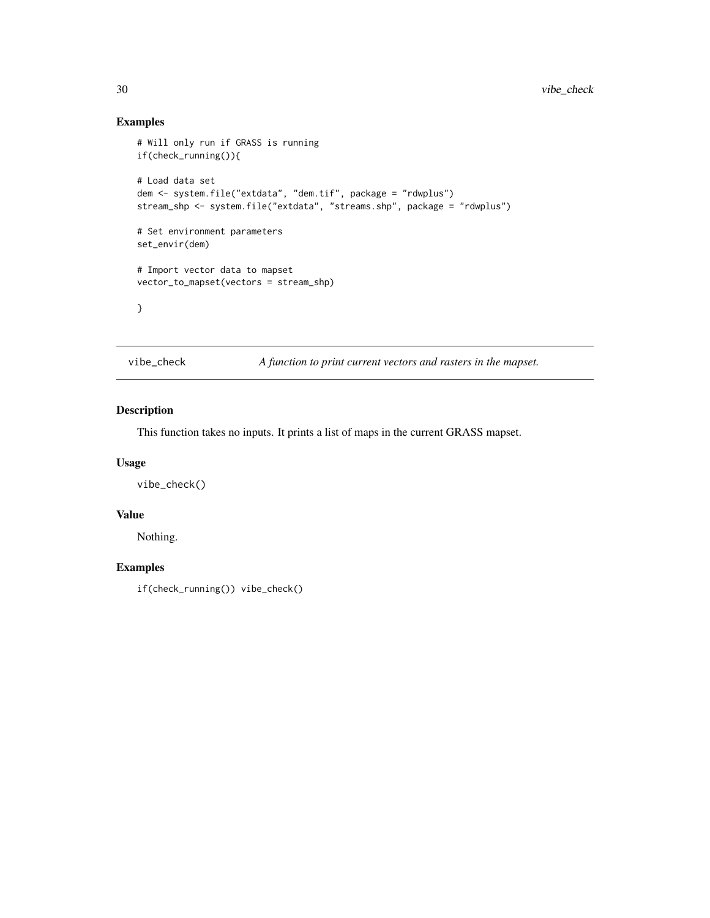## Examples

```
# Will only run if GRASS is running
if(check_running()){

# Load data set
dem <- system.file("extdata", "dem.tif", package = "rdwplus")
stream_shp <- system.file("extdata", "streams.shp", package = "rdwplus")

# Set environment parameters
set_envir(dem)

# Import vector data to mapset
vector_to_mapset(vectors = stream_shp)

}
```

---

# vibe_check    *A function to print current vectors and rasters in the mapset.*

---

## Description

This function takes no inputs. It prints a list of maps in the current GRASS mapset.

## Usage

```
vibe_check()
```

## Value

Nothing.

## Examples

```
if(check_running()) vibe_check()
```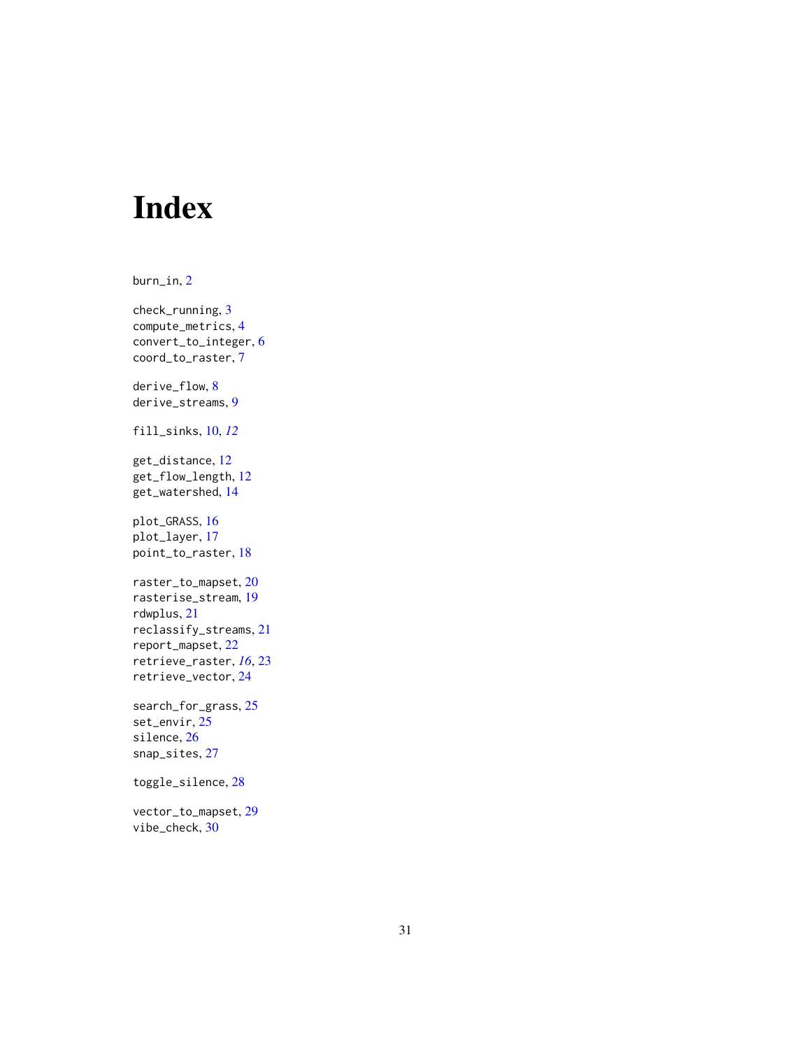# Index

burn_in, 2

check_running, 3
compute_metrics, 4
convert_to_integer, 6
coord_to_raster, 7

derive_flow, 8
derive_streams, 9

fill_sinks, 10, *12*

get_distance, 12
get_flow_length, 12
get_watershed, 14

plot_GRASS, 16
plot_layer, 17
point_to_raster, 18

raster_to_mapset, 20
rasterise_stream, 19
rdwplus, 21
reclassify_streams, 21
report_mapset, 22
retrieve_raster, *16*, 23
retrieve_vector, 24

search_for_grass, 25
set_envir, 25
silence, 26
snap_sites, 27

toggle_silence, 28

vector_to_mapset, 29
vibe_check, 30